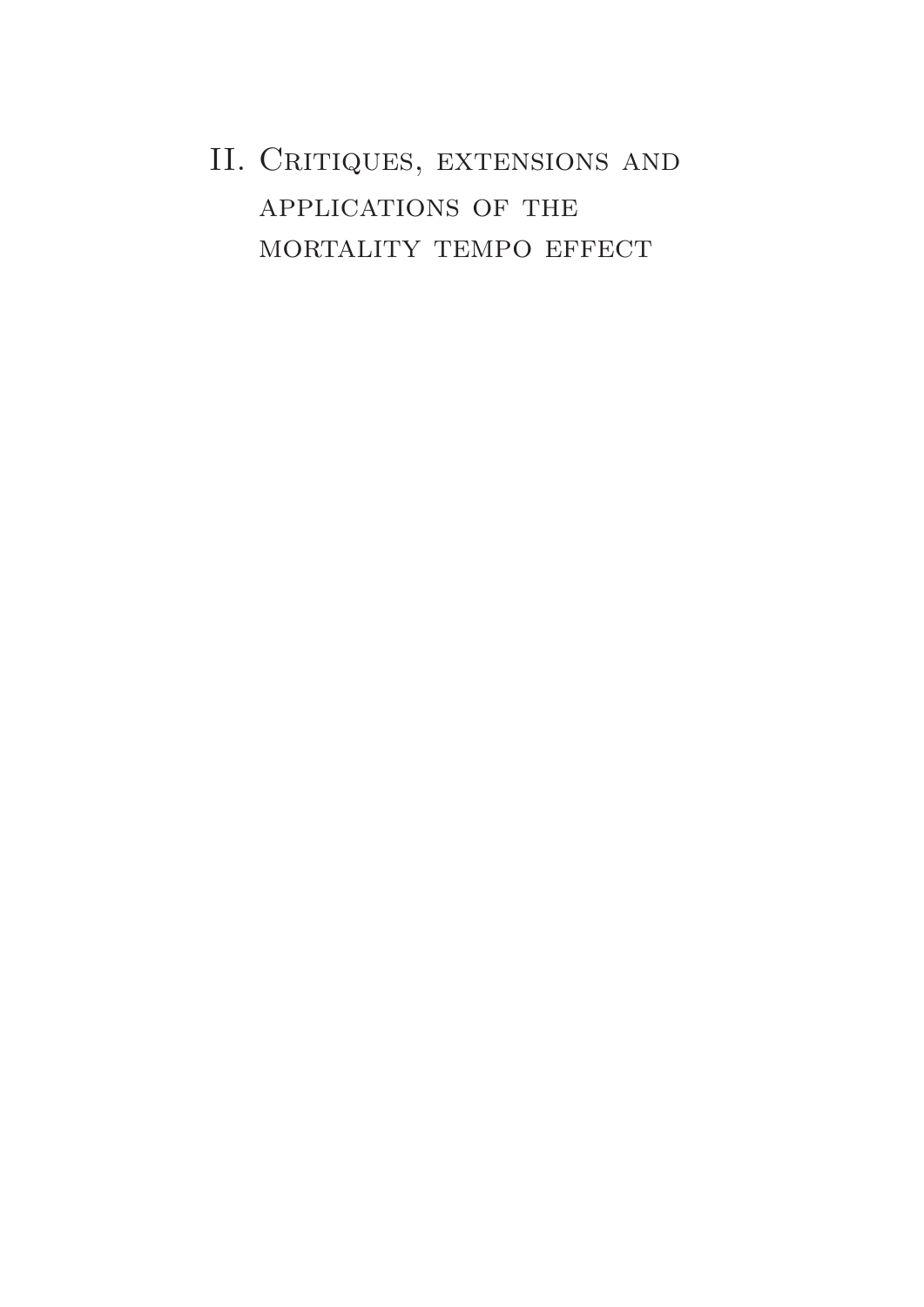# II. Critiques, extensions and applications of the mortality tempo effect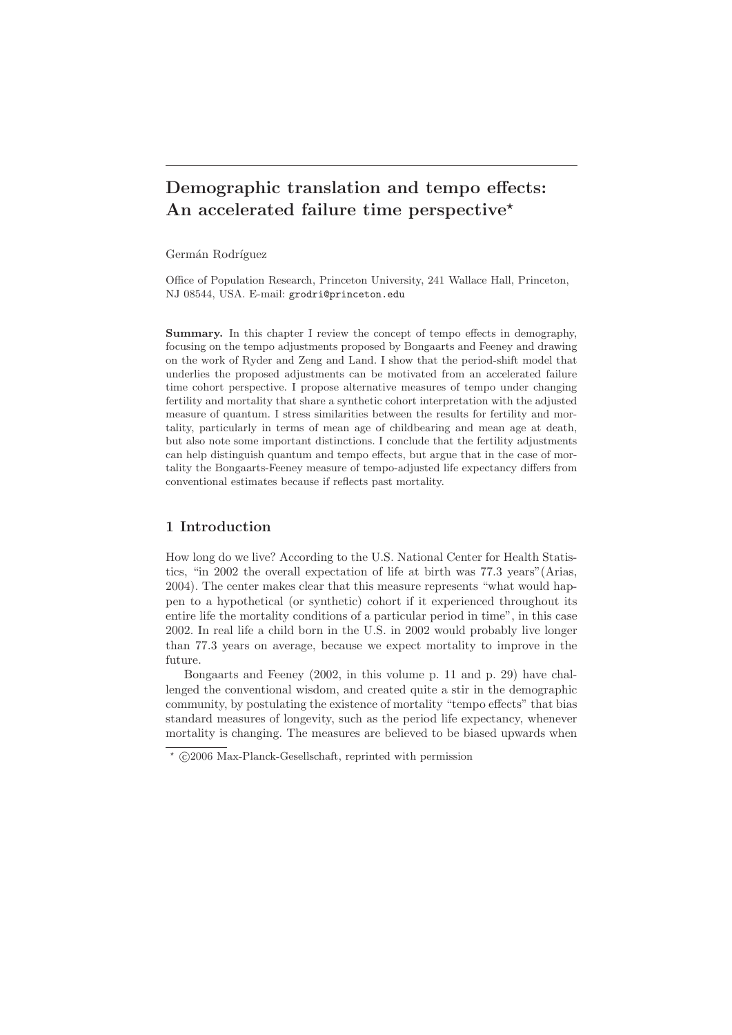# Demographic translation and tempo effects: An accelerated failure time perspective*

Germán Rodríguez

Office of Population Research, Princeton University, 241 Wallace Hall, Princeton, NJ 08544, USA. E-mail: grodri@princeton.edu

**Summary.** In this chapter I review the concept of tempo effects in demography, focusing on the tempo adjustments proposed by Bongaarts and Feeney and drawing on the work of Ryder and Zeng and Land. I show that the period-shift model that underlies the proposed adjustments can be motivated from an accelerated failure time cohort perspective. I propose alternative measures of tempo under changing fertility and mortality that share a synthetic cohort interpretation with the adjusted measure of quantum. I stress similarities between the results for fertility and mortality, particularly in terms of mean age of childbearing and mean age at death, but also note some important distinctions. I conclude that the fertility adjustments can help distinguish quantum and tempo effects, but argue that in the case of mortality the Bongaarts-Feeney measure of tempo-adjusted life expectancy differs from conventional estimates because if reflects past mortality.

## 1 Introduction

How long do we live? According to the U.S. National Center for Health Statistics, "in 2002 the overall expectation of life at birth was 77.3 years"(Arias, 2004). The center makes clear that this measure represents "what would happen to a hypothetical (or synthetic) cohort if it experienced throughout its entire life the mortality conditions of a particular period in time", in this case 2002. In real life a child born in the U.S. in 2002 would probably live longer than 77.3 years on average, because we expect mortality to improve in the future.

Bongaarts and Feeney (2002, in this volume p. 11 and p. 29) have challenged the conventional wisdom, and created quite a stir in the demographic community, by postulating the existence of mortality "tempo effects" that bias standard measures of longevity, such as the period life expectancy, whenever mortality is changing. The measures are believed to be biased upwards when

* ©2006 Max-Planck-Gesellschaft, reprinted with permission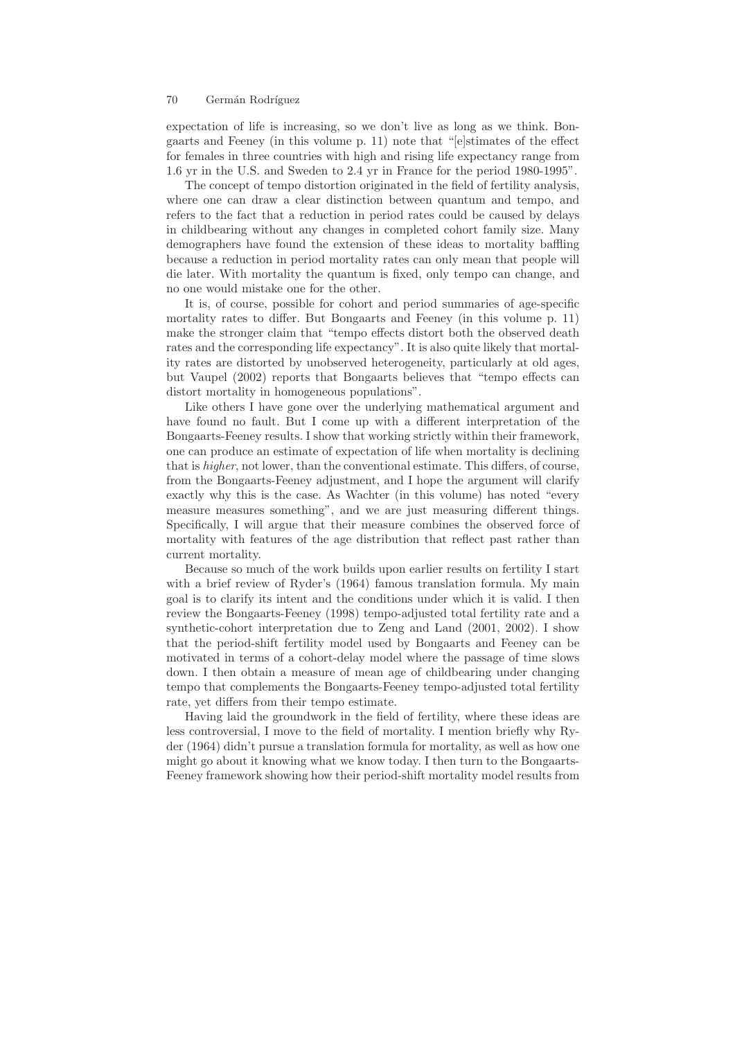expectation of life is increasing, so we don't live as long as we think. Bongaarts and Feeney (in this volume p. 11) note that "[e]stimates of the effect for females in three countries with high and rising life expectancy range from 1.6 yr in the U.S. and Sweden to 2.4 yr in France for the period 1980-1995".

The concept of tempo distortion originated in the field of fertility analysis, where one can draw a clear distinction between quantum and tempo, and refers to the fact that a reduction in period rates could be caused by delays in childbearing without any changes in completed cohort family size. Many demographers have found the extension of these ideas to mortality baffling because a reduction in period mortality rates can only mean that people will die later. With mortality the quantum is fixed, only tempo can change, and no one would mistake one for the other.

It is, of course, possible for cohort and period summaries of age-specific mortality rates to differ. But Bongaarts and Feeney (in this volume p. 11) make the stronger claim that "tempo effects distort both the observed death rates and the corresponding life expectancy". It is also quite likely that mortality rates are distorted by unobserved heterogeneity, particularly at old ages, but Vaupel (2002) reports that Bongaarts believes that "tempo effects can distort mortality in homogeneous populations".

Like others I have gone over the underlying mathematical argument and have found no fault. But I come up with a different interpretation of the Bongaarts-Feeney results. I show that working strictly within their framework, one can produce an estimate of expectation of life when mortality is declining that is *higher*, not lower, than the conventional estimate. This differs, of course, from the Bongaarts-Feeney adjustment, and I hope the argument will clarify exactly why this is the case. As Wachter (in this volume) has noted "every measure measures something", and we are just measuring different things. Specifically, I will argue that their measure combines the observed force of mortality with features of the age distribution that reflect past rather than current mortality.

Because so much of the work builds upon earlier results on fertility I start with a brief review of Ryder's (1964) famous translation formula. My main goal is to clarify its intent and the conditions under which it is valid. I then review the Bongaarts-Feeney (1998) tempo-adjusted total fertility rate and a synthetic-cohort interpretation due to Zeng and Land (2001, 2002). I show that the period-shift fertility model used by Bongaarts and Feeney can be motivated in terms of a cohort-delay model where the passage of time slows down. I then obtain a measure of mean age of childbearing under changing tempo that complements the Bongaarts-Feeney tempo-adjusted total fertility rate, yet differs from their tempo estimate.

Having laid the groundwork in the field of fertility, where these ideas are less controversial, I move to the field of mortality. I mention briefly why Ryder (1964) didn't pursue a translation formula for mortality, as well as how one might go about it knowing what we know today. I then turn to the Bongaarts-Feeney framework showing how their period-shift mortality model results from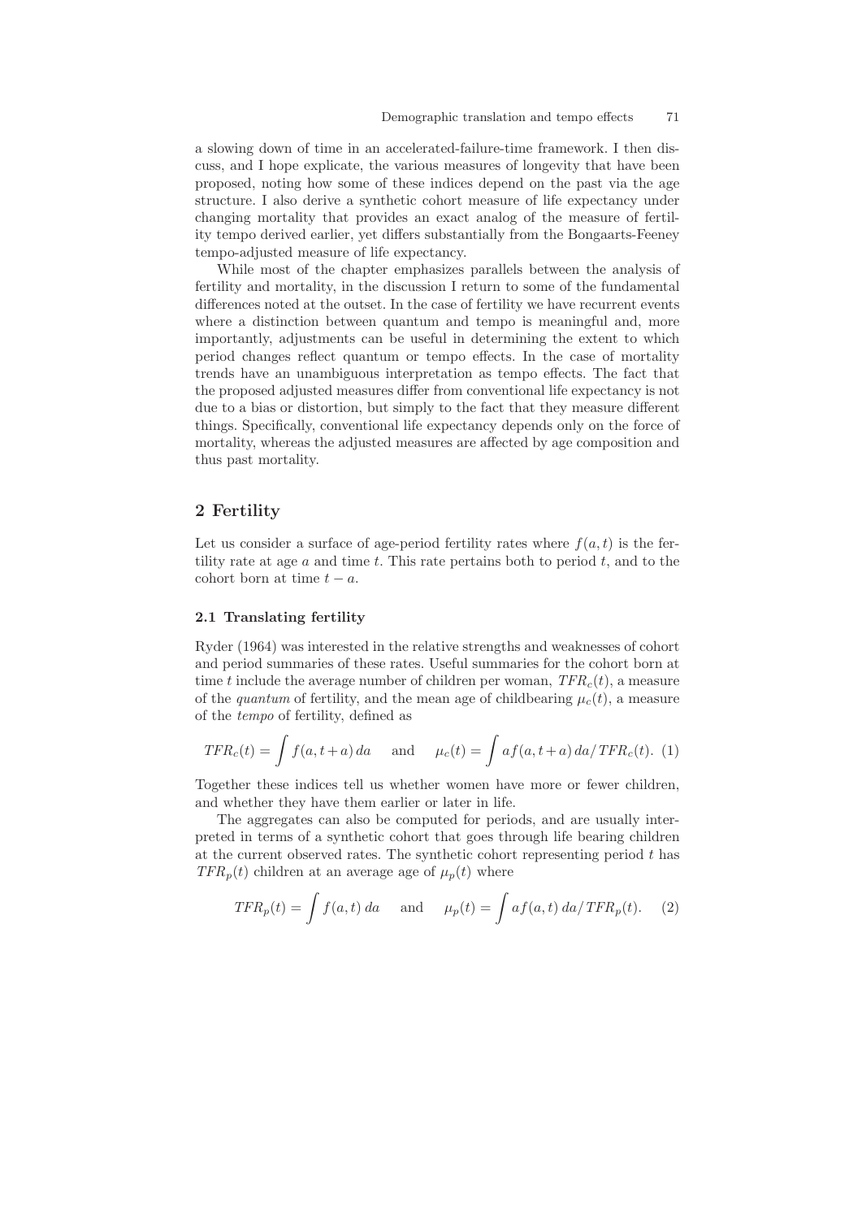a slowing down of time in an accelerated-failure-time framework. I then discuss, and I hope explicate, the various measures of longevity that have been proposed, noting how some of these indices depend on the past via the age structure. I also derive a synthetic cohort measure of life expectancy under changing mortality that provides an exact analog of the measure of fertility tempo derived earlier, yet differs substantially from the Bongaarts-Feeney tempo-adjusted measure of life expectancy.

While most of the chapter emphasizes parallels between the analysis of fertility and mortality, in the discussion I return to some of the fundamental differences noted at the outset. In the case of fertility we have recurrent events where a distinction between quantum and tempo is meaningful and, more importantly, adjustments can be useful in determining the extent to which period changes reflect quantum or tempo effects. In the case of mortality trends have an unambiguous interpretation as tempo effects. The fact that the proposed adjusted measures differ from conventional life expectancy is not due to a bias or distortion, but simply to the fact that they measure different things. Specifically, conventional life expectancy depends only on the force of mortality, whereas the adjusted measures are affected by age composition and thus past mortality.

## 2 Fertility

Let us consider a surface of age-period fertility rates where $f(a,t)$ is the fertility rate at age $a$ and time $t$. This rate pertains both to period $t$, and to the cohort born at time $t-a$.

### 2.1 Translating fertility

Ryder (1964) was interested in the relative strengths and weaknesses of cohort and period summaries of these rates. Useful summaries for the cohort born at time $t$ include the average number of children per woman, $TFR_c(t)$, a measure of the *quantum* of fertility, and the mean age of childbearing $\mu_c(t)$, a measure of the *tempo* of fertility, defined as

$$TFR_c(t) = \int f(a, t+a)\, da \quad \text{and} \quad \mu_c(t) = \int a f(a, t+a)\, da / TFR_c(t). \quad (1)$$

Together these indices tell us whether women have more or fewer children, and whether they have them earlier or later in life.

The aggregates can also be computed for periods, and are usually interpreted in terms of a synthetic cohort that goes through life bearing children at the current observed rates. The synthetic cohort representing period $t$ has $TFR_p(t)$ children at an average age of $\mu_p(t)$ where

$$TFR_p(t) = \int f(a, t)\, da \quad \text{and} \quad \mu_p(t) = \int a f(a, t)\, da / TFR_p(t). \quad (2)$$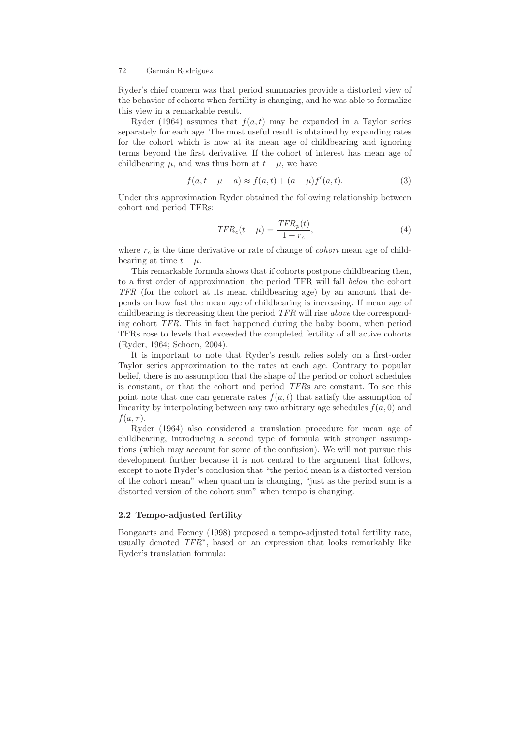Ryder's chief concern was that period summaries provide a distorted view of the behavior of cohorts when fertility is changing, and he was able to formalize this view in a remarkable result.

Ryder (1964) assumes that $f(a,t)$ may be expanded in a Taylor series separately for each age. The most useful result is obtained by expanding rates for the cohort which is now at its mean age of childbearing and ignoring terms beyond the first derivative. If the cohort of interest has mean age of childbearing $\mu$, and was thus born at $t-\mu$, we have

$$f(a, t-\mu+a) \approx f(a,t) + (a-\mu) f'(a,t). \tag{3}$$

Under this approximation Ryder obtained the following relationship between cohort and period TFRs:

$$TFR_c(t-\mu) = \frac{TFR_p(t)}{1-r_c}, \tag{4}$$

where $r_c$ is the time derivative or rate of change of *cohort* mean age of childbearing at time $t-\mu$.

This remarkable formula shows that if cohorts postpone childbearing then, to a first order of approximation, the period TFR will fall *below* the cohort *TFR* (for the cohort at its mean childbearing age) by an amount that depends on how fast the mean age of childbearing is increasing. If mean age of childbearing is decreasing then the period *TFR* will rise *above* the corresponding cohort *TFR*. This in fact happened during the baby boom, when period TFRs rose to levels that exceeded the completed fertility of all active cohorts (Ryder, 1964; Schoen, 2004).

It is important to note that Ryder's result relies solely on a first-order Taylor series approximation to the rates at each age. Contrary to popular belief, there is no assumption that the shape of the period or cohort schedules is constant, or that the cohort and period *TFR*s are constant. To see this point note that one can generate rates $f(a,t)$ that satisfy the assumption of linearity by interpolating between any two arbitrary age schedules $f(a,0)$ and $f(a,\tau)$.

Ryder (1964) also considered a translation procedure for mean age of childbearing, introducing a second type of formula with stronger assumptions (which may account for some of the confusion). We will not pursue this development further because it is not central to the argument that follows, except to note Ryder's conclusion that "the period mean is a distorted version of the cohort mean" when quantum is changing, "just as the period sum is a distorted version of the cohort sum" when tempo is changing.

### 2.2 Tempo-adjusted fertility

Bongaarts and Feeney (1998) proposed a tempo-adjusted total fertility rate, usually denoted $TFR^*$, based on an expression that looks remarkably like Ryder's translation formula: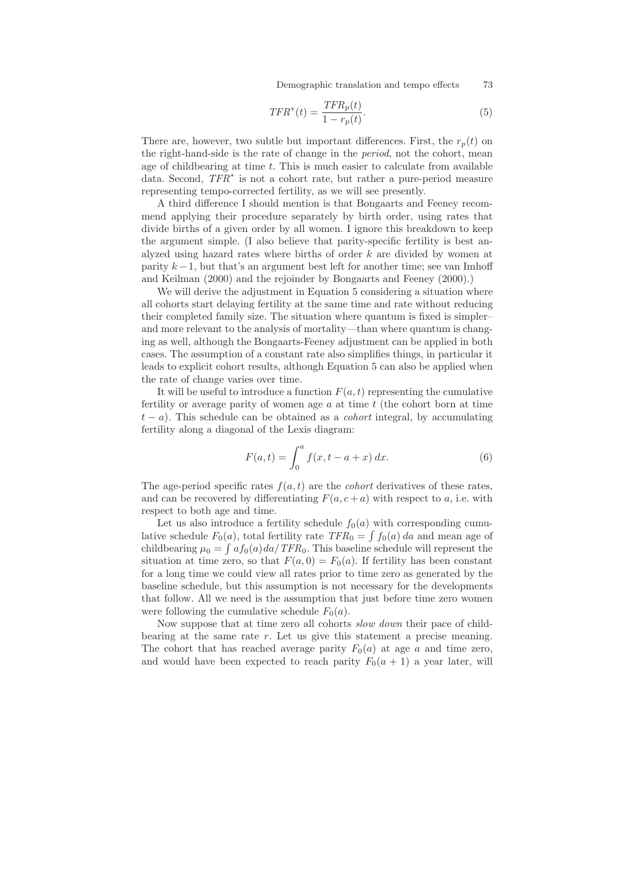$$TFR^*(t) = \frac{TFR_p(t)}{1 - r_p(t)}. \tag{5}$$

There are, however, two subtle but important differences. First, the $r_p(t)$ on the right-hand-side is the rate of change in the *period*, not the cohort, mean age of childbearing at time $t$. This is much easier to calculate from available data. Second, $TFR^*$ is not a cohort rate, but rather a pure-period measure representing tempo-corrected fertility, as we will see presently.

A third difference I should mention is that Bongaarts and Feeney recommend applying their procedure separately by birth order, using rates that divide births of a given order by all women. I ignore this breakdown to keep the argument simple. (I also believe that parity-specific fertility is best analyzed using hazard rates where births of order $k$ are divided by women at parity $k-1$, but that's an argument best left for another time; see van Imhoff and Keilman (2000) and the rejoinder by Bongaarts and Feeney (2000).)

We will derive the adjustment in Equation 5 considering a situation where all cohorts start delaying fertility at the same time and rate without reducing their completed family size. The situation where quantum is fixed is simpler–and more relevant to the analysis of mortality—than where quantum is changing as well, although the Bongaarts-Feeney adjustment can be applied in both cases. The assumption of a constant rate also simplifies things, in particular it leads to explicit cohort results, although Equation 5 can also be applied when the rate of change varies over time.

It will be useful to introduce a function $F(a,t)$ representing the cumulative fertility or average parity of women age $a$ at time $t$ (the cohort born at time $t-a$). This schedule can be obtained as a *cohort* integral, by accumulating fertility along a diagonal of the Lexis diagram:

$$F(a,t) = \int_0^a f(x, t-a+x)\, dx. \tag{6}$$

The age-period specific rates $f(a,t)$ are the *cohort* derivatives of these rates, and can be recovered by differentiating $F(a, c+a)$ with respect to $a$, i.e. with respect to both age and time.

Let us also introduce a fertility schedule $f_0(a)$ with corresponding cumulative schedule $F_0(a)$, total fertility rate $TFR_0 = \int f_0(a)\, da$ and mean age of childbearing $\mu_0 = \int a f_0(a) da / TFR_0$. This baseline schedule will represent the situation at time zero, so that $F(a,0) = F_0(a)$. If fertility has been constant for a long time we could view all rates prior to time zero as generated by the baseline schedule, but this assumption is not necessary for the developments that follow. All we need is the assumption that just before time zero women were following the cumulative schedule $F_0(a)$.

Now suppose that at time zero all cohorts *slow down* their pace of childbearing at the same rate $r$. Let us give this statement a precise meaning. The cohort that has reached average parity $F_0(a)$ at age $a$ and time zero, and would have been expected to reach parity $F_0(a+1)$ a year later, will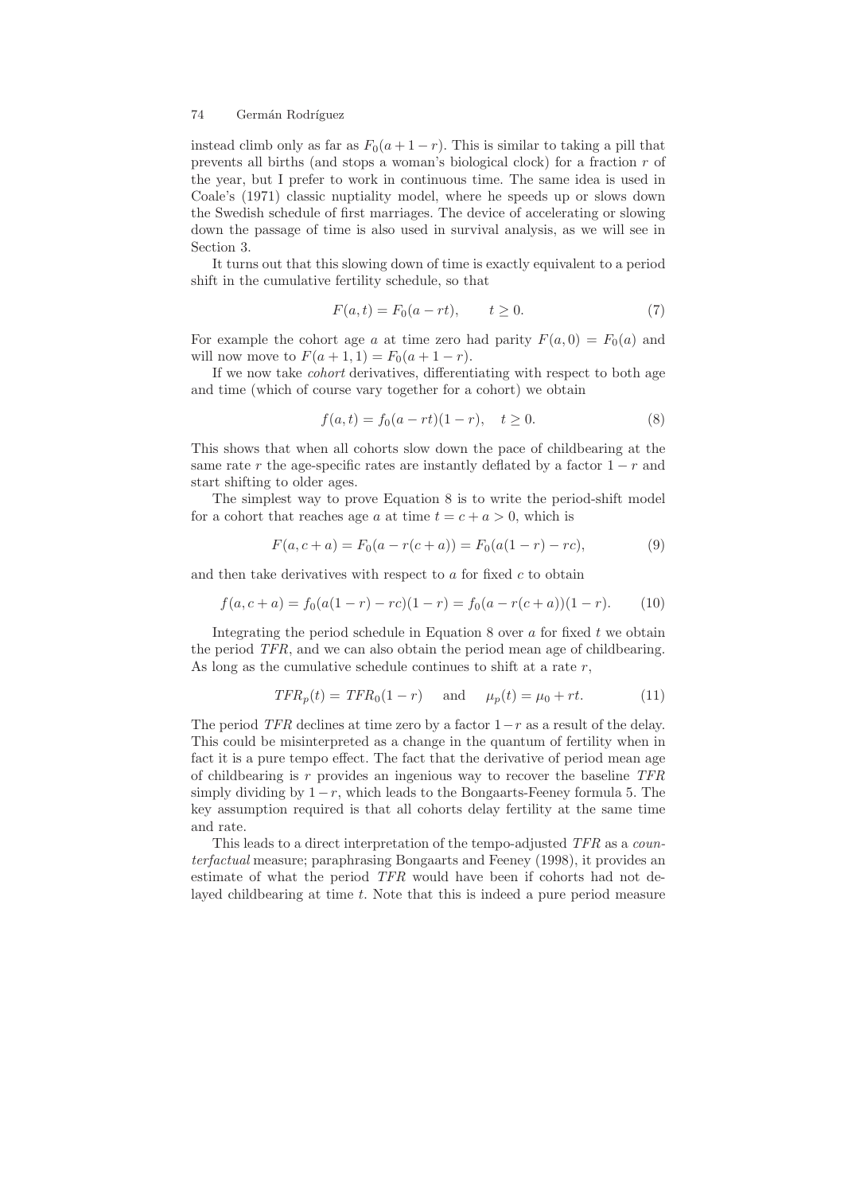instead climb only as far as $F_0(a+1-r)$. This is similar to taking a pill that prevents all births (and stops a woman's biological clock) for a fraction $r$ of the year, but I prefer to work in continuous time. The same idea is used in Coale's (1971) classic nuptiality model, where he speeds up or slows down the Swedish schedule of first marriages. The device of accelerating or slowing down the passage of time is also used in survival analysis, as we will see in Section 3.

It turns out that this slowing down of time is exactly equivalent to a period shift in the cumulative fertility schedule, so that

$$F(a,t) = F_0(a - rt), \qquad t \geq 0. \tag{7}$$

For example the cohort age $a$ at time zero had parity $F(a,0) = F_0(a)$ and will now move to $F(a+1,1) = F_0(a+1-r)$.

If we now take *cohort* derivatives, differentiating with respect to both age and time (which of course vary together for a cohort) we obtain

$$f(a,t) = f_0(a - rt)(1-r), \quad t \geq 0. \tag{8}$$

This shows that when all cohorts slow down the pace of childbearing at the same rate $r$ the age-specific rates are instantly deflated by a factor $1-r$ and start shifting to older ages.

The simplest way to prove Equation 8 is to write the period-shift model for a cohort that reaches age $a$ at time $t = c + a > 0$, which is

$$F(a, c+a) = F_0(a - r(c+a)) = F_0(a(1-r) - rc), \tag{9}$$

and then take derivatives with respect to $a$ for fixed $c$ to obtain

$$f(a, c+a) = f_0(a(1-r) - rc)(1-r) = f_0(a - r(c+a))(1-r). \tag{10}$$

Integrating the period schedule in Equation 8 over $a$ for fixed $t$ we obtain the period *TFR*, and we can also obtain the period mean age of childbearing. As long as the cumulative schedule continues to shift at a rate $r$,

$$TFR_p(t) = TFR_0(1-r) \quad \text{ and } \quad \mu_p(t) = \mu_0 + rt. \tag{11}$$

The period *TFR* declines at time zero by a factor $1-r$ as a result of the delay. This could be misinterpreted as a change in the quantum of fertility when in fact it is a pure tempo effect. The fact that the derivative of period mean age of childbearing is $r$ provides an ingenious way to recover the baseline *TFR* simply dividing by $1-r$, which leads to the Bongaarts-Feeney formula 5. The key assumption required is that all cohorts delay fertility at the same time and rate.

This leads to a direct interpretation of the tempo-adjusted *TFR* as a *counterfactual* measure; paraphrasing Bongaarts and Feeney (1998), it provides an estimate of what the period *TFR* would have been if cohorts had not delayed childbearing at time $t$. Note that this is indeed a pure period measure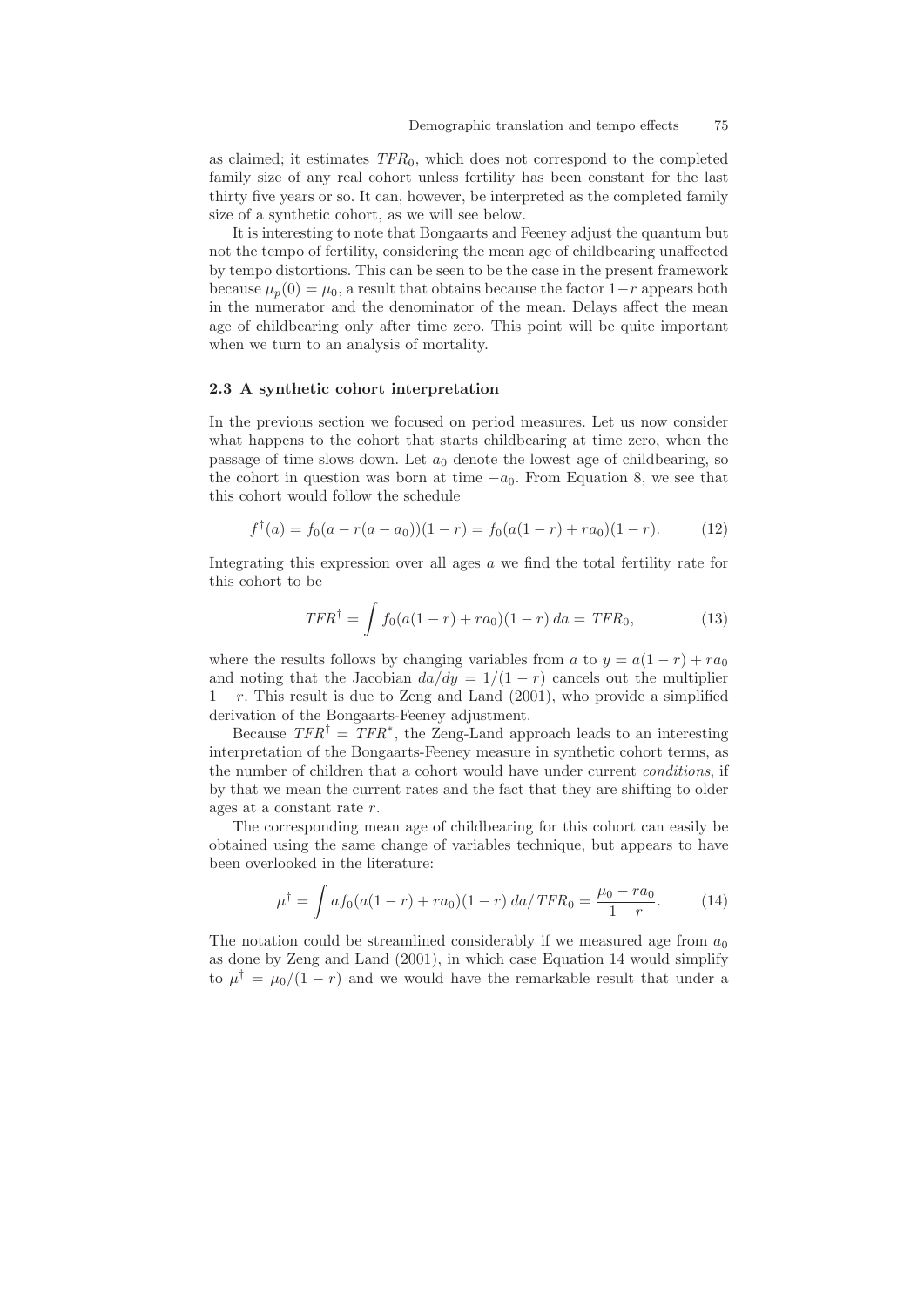as claimed; it estimates $TFR_0$, which does not correspond to the completed family size of any real cohort unless fertility has been constant for the last thirty five years or so. It can, however, be interpreted as the completed family size of a synthetic cohort, as we will see below.

It is interesting to note that Bongaarts and Feeney adjust the quantum but not the tempo of fertility, considering the mean age of childbearing unaffected by tempo distortions. This can be seen to be the case in the present framework because $\mu_p(0) = \mu_0$, a result that obtains because the factor $1-r$ appears both in the numerator and the denominator of the mean. Delays affect the mean age of childbearing only after time zero. This point will be quite important when we turn to an analysis of mortality.

### 2.3 A synthetic cohort interpretation

In the previous section we focused on period measures. Let us now consider what happens to the cohort that starts childbearing at time zero, when the passage of time slows down. Let $a_0$ denote the lowest age of childbearing, so the cohort in question was born at time $-a_0$. From Equation 8, we see that this cohort would follow the schedule

$$f^\dagger(a) = f_0(a - r(a - a_0))(1 - r) = f_0(a(1 - r) + ra_0)(1 - r). \qquad (12)$$

Integrating this expression over all ages $a$ we find the total fertility rate for this cohort to be

$$TFR^\dagger = \int f_0(a(1 - r) + ra_0)(1 - r)\, da = TFR_0, \qquad (13)$$

where the results follows by changing variables from $a$ to $y = a(1 - r) + ra_0$ and noting that the Jacobian $da/dy = 1/(1 - r)$ cancels out the multiplier $1 - r$. This result is due to Zeng and Land (2001), who provide a simplified derivation of the Bongaarts-Feeney adjustment.

Because $TFR^\dagger = TFR^*$, the Zeng-Land approach leads to an interesting interpretation of the Bongaarts-Feeney measure in synthetic cohort terms, as the number of children that a cohort would have under current *conditions*, if by that we mean the current rates and the fact that they are shifting to older ages at a constant rate $r$.

The corresponding mean age of childbearing for this cohort can easily be obtained using the same change of variables technique, but appears to have been overlooked in the literature:

$$\mu^\dagger = \int a f_0(a(1 - r) + ra_0)(1 - r)\, da / TFR_0 = \frac{\mu_0 - ra_0}{1 - r}. \qquad (14)$$

The notation could be streamlined considerably if we measured age from $a_0$ as done by Zeng and Land (2001), in which case Equation 14 would simplify to $\mu^\dagger = \mu_0/(1 - r)$ and we would have the remarkable result that under a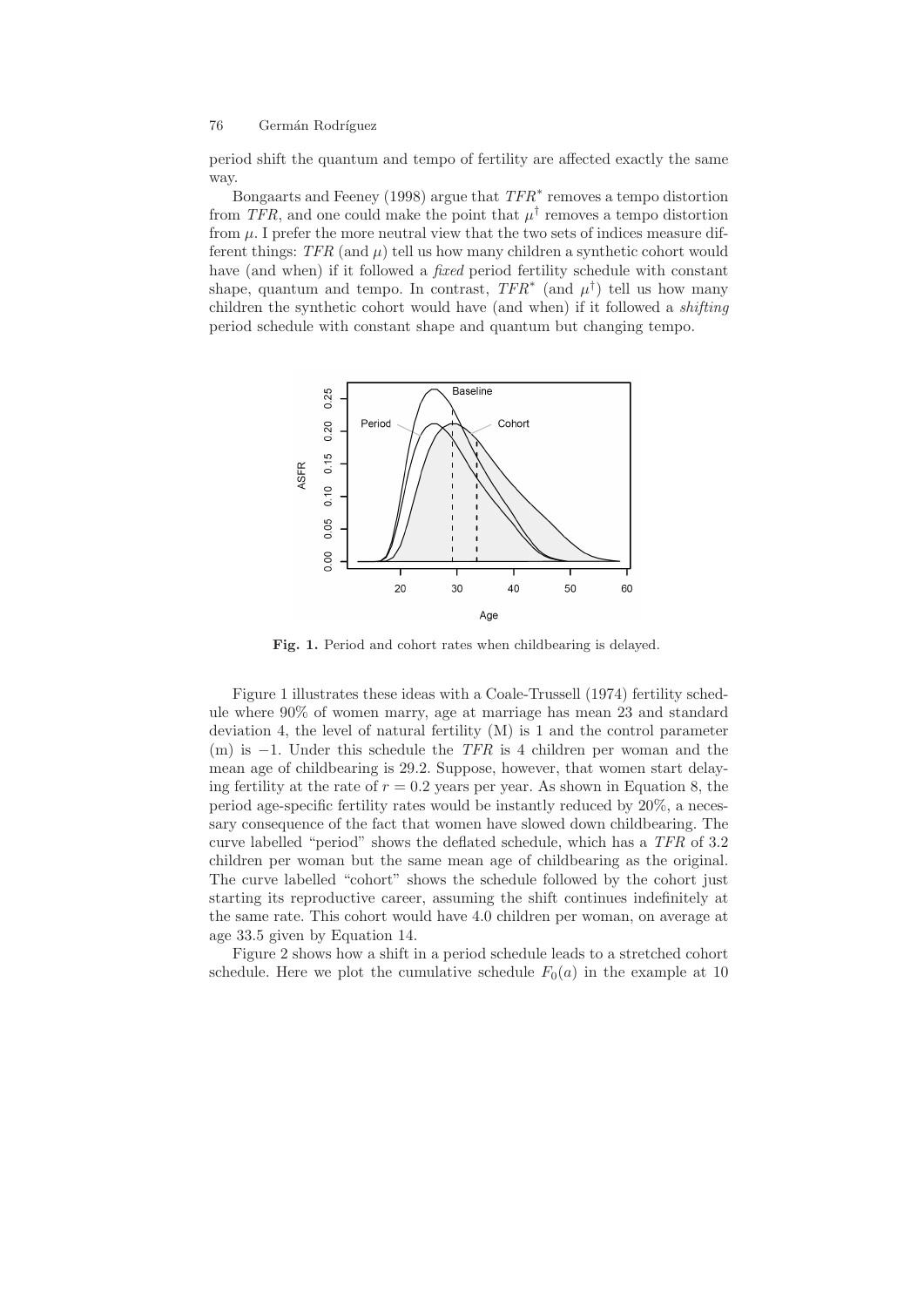period shift the quantum and tempo of fertility are affected exactly the same way.

Bongaarts and Feeney (1998) argue that $TFR^*$ removes a tempo distortion from $TFR$, and one could make the point that $\mu^\dagger$ removes a tempo distortion from $\mu$. I prefer the more neutral view that the two sets of indices measure different things: $TFR$ (and $\mu$) tell us how many children a synthetic cohort would have (and when) if it followed a *fixed* period fertility schedule with constant shape, quantum and tempo. In contrast, $TFR^*$ (and $\mu^\dagger$) tell us how many children the synthetic cohort would have (and when) if it followed a *shifting* period schedule with constant shape and quantum but changing tempo.

**Fig. 1.** Period and cohort rates when childbearing is delayed.

Figure 1 illustrates these ideas with a Coale-Trussell (1974) fertility schedule where 90% of women marry, age at marriage has mean 23 and standard deviation 4, the level of natural fertility (M) is 1 and the control parameter (m) is $-1$. Under this schedule the $TFR$ is 4 children per woman and the mean age of childbearing is 29.2. Suppose, however, that women start delaying fertility at the rate of $r = 0.2$ years per year. As shown in Equation 8, the period age-specific fertility rates would be instantly reduced by 20%, a necessary consequence of the fact that women have slowed down childbearing. The curve labelled "period" shows the deflated schedule, which has a $TFR$ of 3.2 children per woman but the same mean age of childbearing as the original. The curve labelled "cohort" shows the schedule followed by the cohort just starting its reproductive career, assuming the shift continues indefinitely at the same rate. This cohort would have 4.0 children per woman, on average at age 33.5 given by Equation 14.

Figure 2 shows how a shift in a period schedule leads to a stretched cohort schedule. Here we plot the cumulative schedule $F_0(a)$ in the example at 10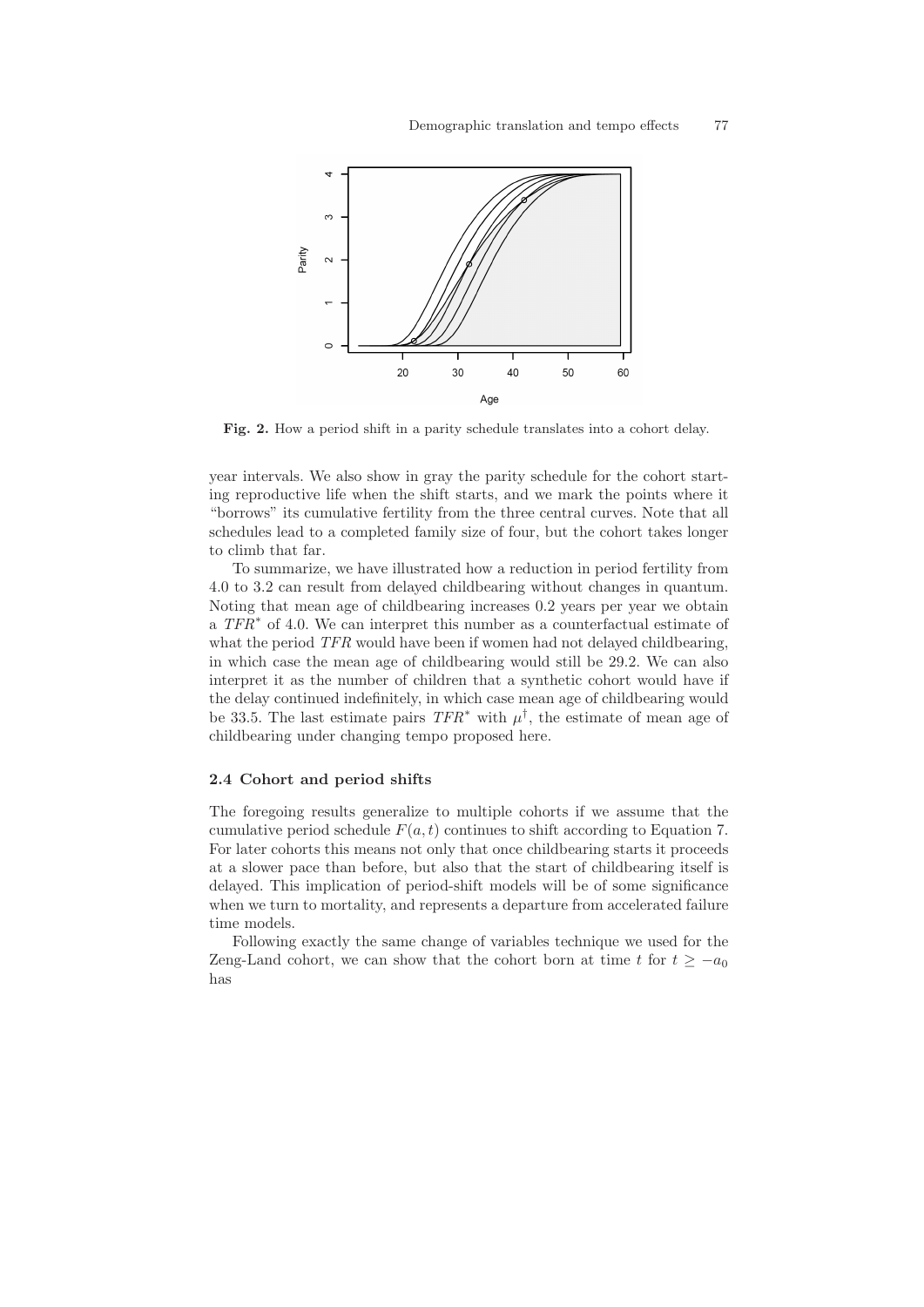**Fig. 2.** How a period shift in a parity schedule translates into a cohort delay.

year intervals. We also show in gray the parity schedule for the cohort starting reproductive life when the shift starts, and we mark the points where it "borrows" its cumulative fertility from the three central curves. Note that all schedules lead to a completed family size of four, but the cohort takes longer to climb that far.

To summarize, we have illustrated how a reduction in period fertility from 4.0 to 3.2 can result from delayed childbearing without changes in quantum. Noting that mean age of childbearing increases 0.2 years per year we obtain a $TFR^*$ of 4.0. We can interpret this number as a counterfactual estimate of what the period $TFR$ would have been if women had not delayed childbearing, in which case the mean age of childbearing would still be 29.2. We can also interpret it as the number of children that a synthetic cohort would have if the delay continued indefinitely, in which case mean age of childbearing would be 33.5. The last estimate pairs $TFR^*$ with $\mu^\dagger$, the estimate of mean age of childbearing under changing tempo proposed here.

### 2.4 Cohort and period shifts

The foregoing results generalize to multiple cohorts if we assume that the cumulative period schedule $F(a, t)$ continues to shift according to Equation 7. For later cohorts this means not only that once childbearing starts it proceeds at a slower pace than before, but also that the start of childbearing itself is delayed. This implication of period-shift models will be of some significance when we turn to mortality, and represents a departure from accelerated failure time models.

Following exactly the same change of variables technique we used for the Zeng-Land cohort, we can show that the cohort born at time $t$ for $t \geq -a_0$ has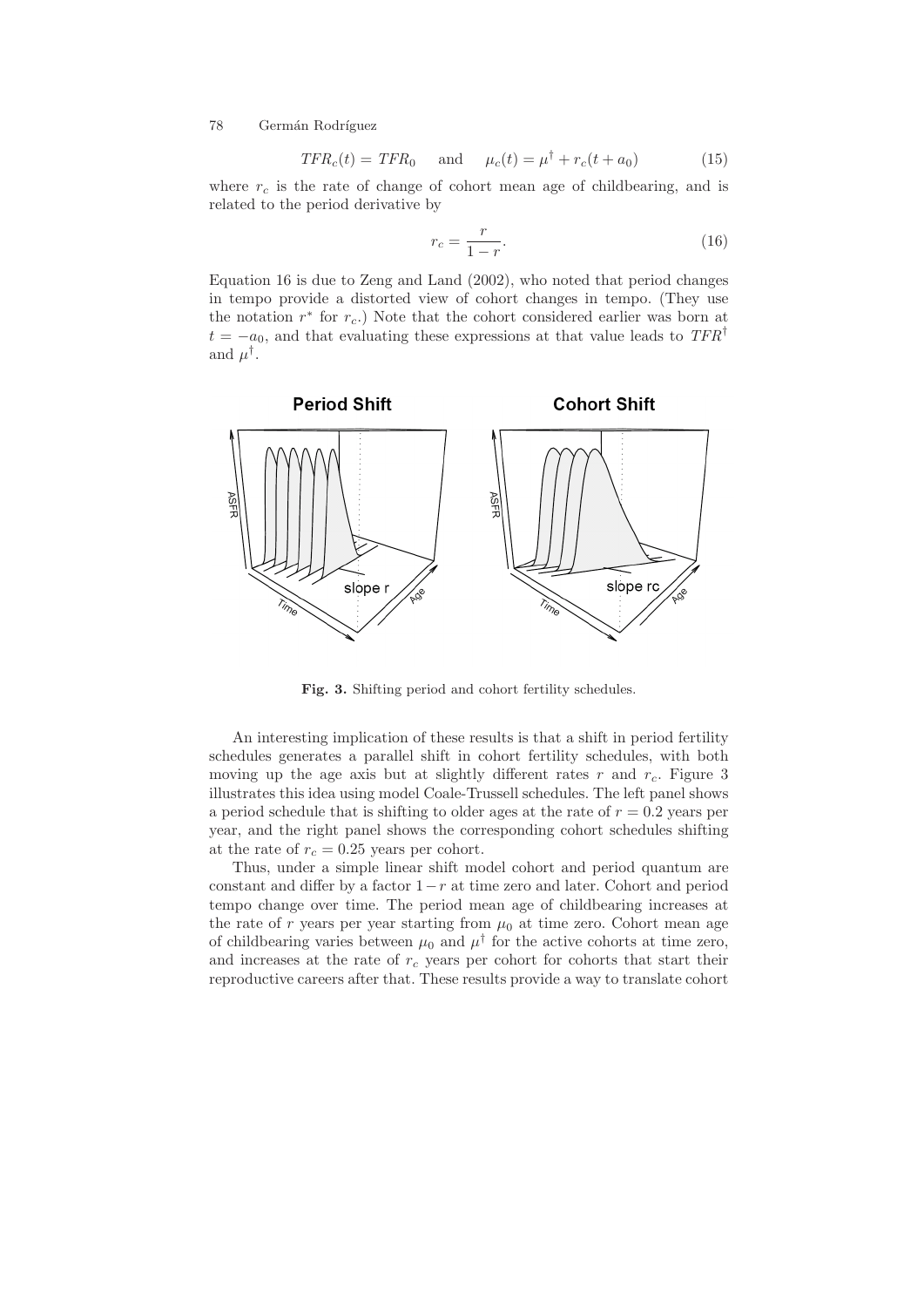$$TFR_c(t) = TFR_0 \quad \text{and} \quad \mu_c(t) = \mu^\dagger + r_c(t + a_0) \tag{15}$$

where $r_c$ is the rate of change of cohort mean age of childbearing, and is related to the period derivative by

$$r_c = \frac{r}{1 - r}. \tag{16}$$

Equation 16 is due to Zeng and Land (2002), who noted that period changes in tempo provide a distorted view of cohort changes in tempo. (They use the notation $r^*$ for $r_c$.) Note that the cohort considered earlier was born at $t = -a_0$, and that evaluating these expressions at that value leads to $TFR^\dagger$ and $\mu^\dagger$.

**Fig. 3.** Shifting period and cohort fertility schedules.

An interesting implication of these results is that a shift in period fertility schedules generates a parallel shift in cohort fertility schedules, with both moving up the age axis but at slightly different rates $r$ and $r_c$. Figure 3 illustrates this idea using model Coale-Trussell schedules. The left panel shows a period schedule that is shifting to older ages at the rate of $r = 0.2$ years per year, and the right panel shows the corresponding cohort schedules shifting at the rate of $r_c = 0.25$ years per cohort.

Thus, under a simple linear shift model cohort and period quantum are constant and differ by a factor $1 - r$ at time zero and later. Cohort and period tempo change over time. The period mean age of childbearing increases at the rate of $r$ years per year starting from $\mu_0$ at time zero. Cohort mean age of childbearing varies between $\mu_0$ and $\mu^\dagger$ for the active cohorts at time zero, and increases at the rate of $r_c$ years per cohort for cohorts that start their reproductive careers after that. These results provide a way to translate cohort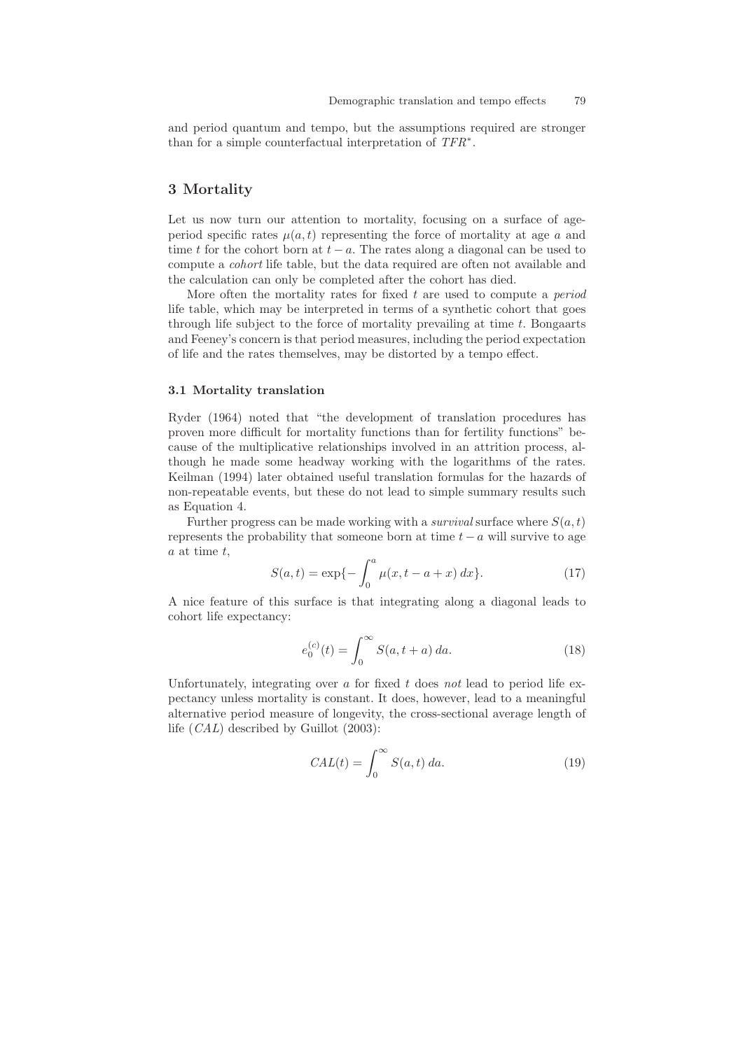and period quantum and tempo, but the assumptions required are stronger than for a simple counterfactual interpretation of $TFR^*$.

## 3 Mortality

Let us now turn our attention to mortality, focusing on a surface of age-period specific rates $\mu(a,t)$ representing the force of mortality at age $a$ and time $t$ for the cohort born at $t-a$. The rates along a diagonal can be used to compute a *cohort* life table, but the data required are often not available and the calculation can only be completed after the cohort has died.

More often the mortality rates for fixed $t$ are used to compute a *period* life table, which may be interpreted in terms of a synthetic cohort that goes through life subject to the force of mortality prevailing at time $t$. Bongaarts and Feeney's concern is that period measures, including the period expectation of life and the rates themselves, may be distorted by a tempo effect.

### 3.1 Mortality translation

Ryder (1964) noted that "the development of translation procedures has proven more difficult for mortality functions than for fertility functions" because of the multiplicative relationships involved in an attrition process, although he made some headway working with the logarithms of the rates. Keilman (1994) later obtained useful translation formulas for the hazards of non-repeatable events, but these do not lead to simple summary results such as Equation 4.

Further progress can be made working with a *survival* surface where $S(a,t)$ represents the probability that someone born at time $t-a$ will survive to age $a$ at time $t$,

$$S(a,t) = \exp\{-\int_0^a \mu(x, t-a+x)\, dx\}. \tag{17}$$

A nice feature of this surface is that integrating along a diagonal leads to cohort life expectancy:

$$e_0^{(c)}(t) = \int_0^\infty S(a, t+a)\, da. \tag{18}$$

Unfortunately, integrating over $a$ for fixed $t$ does *not* lead to period life expectancy unless mortality is constant. It does, however, lead to a meaningful alternative period measure of longevity, the cross-sectional average length of life ($CAL$) described by Guillot (2003):

$$CAL(t) = \int_0^\infty S(a,t)\, da. \tag{19}$$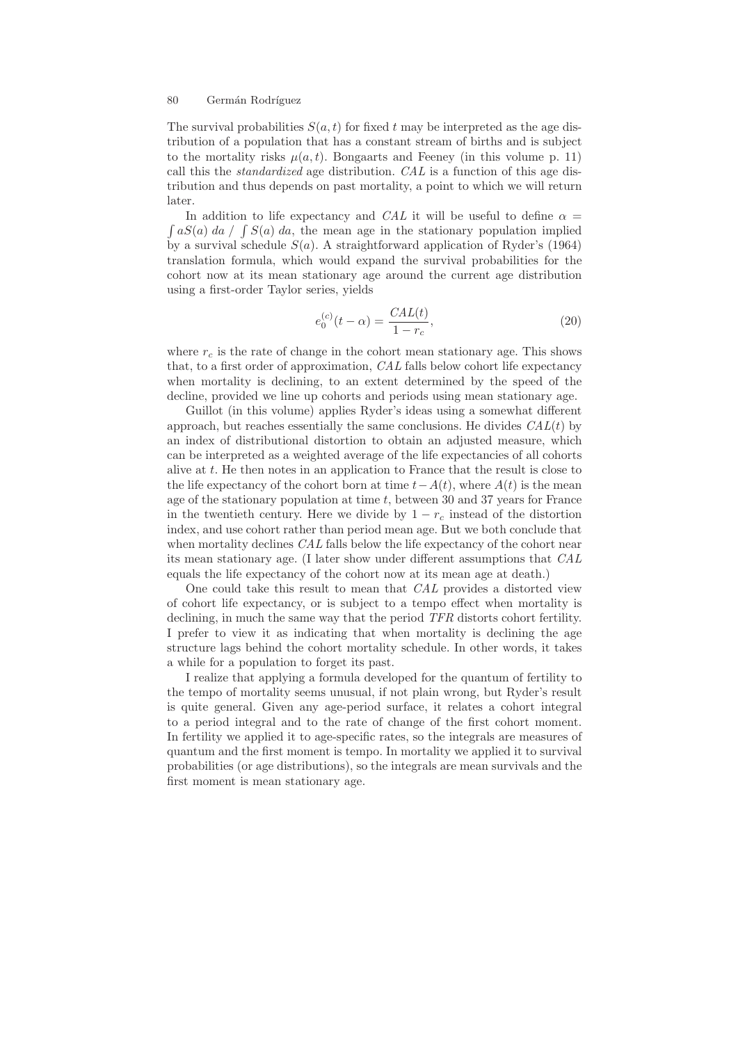The survival probabilities $S(a,t)$ for fixed $t$ may be interpreted as the age distribution of a population that has a constant stream of births and is subject to the mortality risks $\mu(a,t)$. Bongaarts and Feeney (in this volume p. 11) call this the *standardized* age distribution. *CAL* is a function of this age distribution and thus depends on past mortality, a point to which we will return later.

In addition to life expectancy and *CAL* it will be useful to define $\alpha = \int aS(a)\, da \;/\; \int S(a)\, da$, the mean age in the stationary population implied by a survival schedule $S(a)$. A straightforward application of Ryder's (1964) translation formula, which would expand the survival probabilities for the cohort now at its mean stationary age around the current age distribution using a first-order Taylor series, yields

$$e_0^{(c)}(t-\alpha) = \frac{CAL(t)}{1-r_c}, \tag{20}$$

where $r_c$ is the rate of change in the cohort mean stationary age. This shows that, to a first order of approximation, *CAL* falls below cohort life expectancy when mortality is declining, to an extent determined by the speed of the decline, provided we line up cohorts and periods using mean stationary age.

Guillot (in this volume) applies Ryder's ideas using a somewhat different approach, but reaches essentially the same conclusions. He divides $CAL(t)$ by an index of distributional distortion to obtain an adjusted measure, which can be interpreted as a weighted average of the life expectancies of all cohorts alive at $t$. He then notes in an application to France that the result is close to the life expectancy of the cohort born at time $t - A(t)$, where $A(t)$ is the mean age of the stationary population at time $t$, between 30 and 37 years for France in the twentieth century. Here we divide by $1 - r_c$ instead of the distortion index, and use cohort rather than period mean age. But we both conclude that when mortality declines *CAL* falls below the life expectancy of the cohort near its mean stationary age. (I later show under different assumptions that *CAL* equals the life expectancy of the cohort now at its mean age at death.)

One could take this result to mean that *CAL* provides a distorted view of cohort life expectancy, or is subject to a tempo effect when mortality is declining, in much the same way that the period *TFR* distorts cohort fertility. I prefer to view it as indicating that when mortality is declining the age structure lags behind the cohort mortality schedule. In other words, it takes a while for a population to forget its past.

I realize that applying a formula developed for the quantum of fertility to the tempo of mortality seems unusual, if not plain wrong, but Ryder's result is quite general. Given any age-period surface, it relates a cohort integral to a period integral and to the rate of change of the first cohort moment. In fertility we applied it to age-specific rates, so the integrals are measures of quantum and the first moment is tempo. In mortality we applied it to survival probabilities (or age distributions), so the integrals are mean survivals and the first moment is mean stationary age.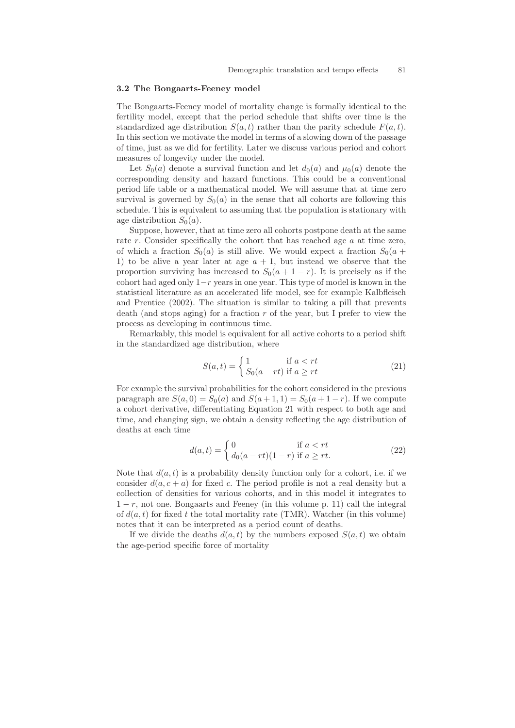### 3.2 The Bongaarts-Feeney model

The Bongaarts-Feeney model of mortality change is formally identical to the fertility model, except that the period schedule that shifts over time is the standardized age distribution $S(a,t)$ rather than the parity schedule $F(a,t)$. In this section we motivate the model in terms of a slowing down of the passage of time, just as we did for fertility. Later we discuss various period and cohort measures of longevity under the model.

Let $S_0(a)$ denote a survival function and let $d_0(a)$ and $\mu_0(a)$ denote the corresponding density and hazard functions. This could be a conventional period life table or a mathematical model. We will assume that at time zero survival is governed by $S_0(a)$ in the sense that all cohorts are following this schedule. This is equivalent to assuming that the population is stationary with age distribution $S_0(a)$.

Suppose, however, that at time zero all cohorts postpone death at the same rate $r$. Consider specifically the cohort that has reached age $a$ at time zero, of which a fraction $S_0(a)$ is still alive. We would expect a fraction $S_0(a+1)$ to be alive a year later at age $a+1$, but instead we observe that the proportion surviving has increased to $S_0(a+1-r)$. It is precisely as if the cohort had aged only $1-r$ years in one year. This type of model is known in the statistical literature as an accelerated life model, see for example Kalbfleisch and Prentice (2002). The situation is similar to taking a pill that prevents death (and stops aging) for a fraction $r$ of the year, but I prefer to view the process as developing in continuous time.

Remarkably, this model is equivalent for all active cohorts to a period shift in the standardized age distribution, where

$$S(a,t) = \begin{cases} 1 & \text{if } a < rt \\ S_0(a-rt) & \text{if } a \geq rt \end{cases} \tag{21}$$

For example the survival probabilities for the cohort considered in the previous paragraph are $S(a,0) = S_0(a)$ and $S(a+1,1) = S_0(a+1-r)$. If we compute a cohort derivative, differentiating Equation 21 with respect to both age and time, and changing sign, we obtain a density reflecting the age distribution of deaths at each time

$$d(a,t) = \begin{cases} 0 & \text{if } a < rt \\ d_0(a-rt)(1-r) & \text{if } a \geq rt. \end{cases} \tag{22}$$

Note that $d(a,t)$ is a probability density function only for a cohort, i.e. if we consider $d(a, c+a)$ for fixed $c$. The period profile is not a real density but a collection of densities for various cohorts, and in this model it integrates to $1-r$, not one. Bongaarts and Feeney (in this volume p. 11) call the integral of $d(a,t)$ for fixed $t$ the total mortality rate (TMR). Watcher (in this volume) notes that it can be interpreted as a period count of deaths.

If we divide the deaths $d(a,t)$ by the numbers exposed $S(a,t)$ we obtain the age-period specific force of mortality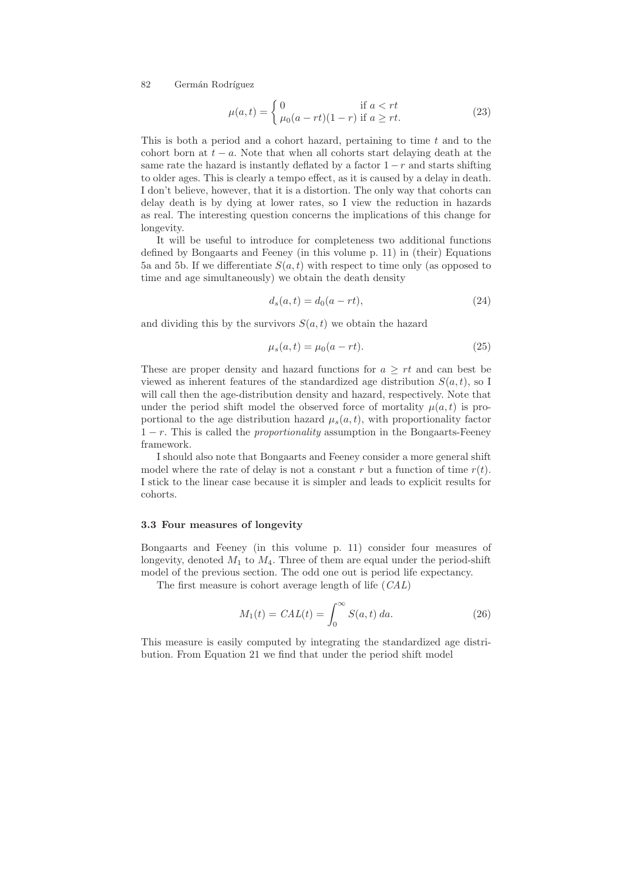$$\mu(a,t) = \begin{cases} 0 & \text{if } a < rt \\ \mu_0(a-rt)(1-r) & \text{if } a \geq rt. \end{cases} \tag{23}$$

This is both a period and a cohort hazard, pertaining to time $t$ and to the cohort born at $t-a$. Note that when all cohorts start delaying death at the same rate the hazard is instantly deflated by a factor $1-r$ and starts shifting to older ages. This is clearly a tempo effect, as it is caused by a delay in death. I don't believe, however, that it is a distortion. The only way that cohorts can delay death is by dying at lower rates, so I view the reduction in hazards as real. The interesting question concerns the implications of this change for longevity.

It will be useful to introduce for completeness two additional functions defined by Bongaarts and Feeney (in this volume p. 11) in (their) Equations 5a and 5b. If we differentiate $S(a,t)$ with respect to time only (as opposed to time and age simultaneously) we obtain the death density

$$d_s(a,t) = d_0(a-rt), \tag{24}$$

and dividing this by the survivors $S(a,t)$ we obtain the hazard

$$\mu_s(a,t) = \mu_0(a-rt). \tag{25}$$

These are proper density and hazard functions for $a \geq rt$ and can best be viewed as inherent features of the standardized age distribution $S(a,t)$, so I will call then the age-distribution density and hazard, respectively. Note that under the period shift model the observed force of mortality $\mu(a,t)$ is proportional to the age distribution hazard $\mu_s(a,t)$, with proportionality factor $1-r$. This is called the *proportionality* assumption in the Bongaarts-Feeney framework.

I should also note that Bongaarts and Feeney consider a more general shift model where the rate of delay is not a constant $r$ but a function of time $r(t)$. I stick to the linear case because it is simpler and leads to explicit results for cohorts.

### 3.3 Four measures of longevity

Bongaarts and Feeney (in this volume p. 11) consider four measures of longevity, denoted $M_1$ to $M_4$. Three of them are equal under the period-shift model of the previous section. The odd one out is period life expectancy.

The first measure is cohort average length of life ($CAL$)

$$M_1(t) = CAL(t) = \int_0^\infty S(a,t)\, da. \tag{26}$$

This measure is easily computed by integrating the standardized age distribution. From Equation 21 we find that under the period shift model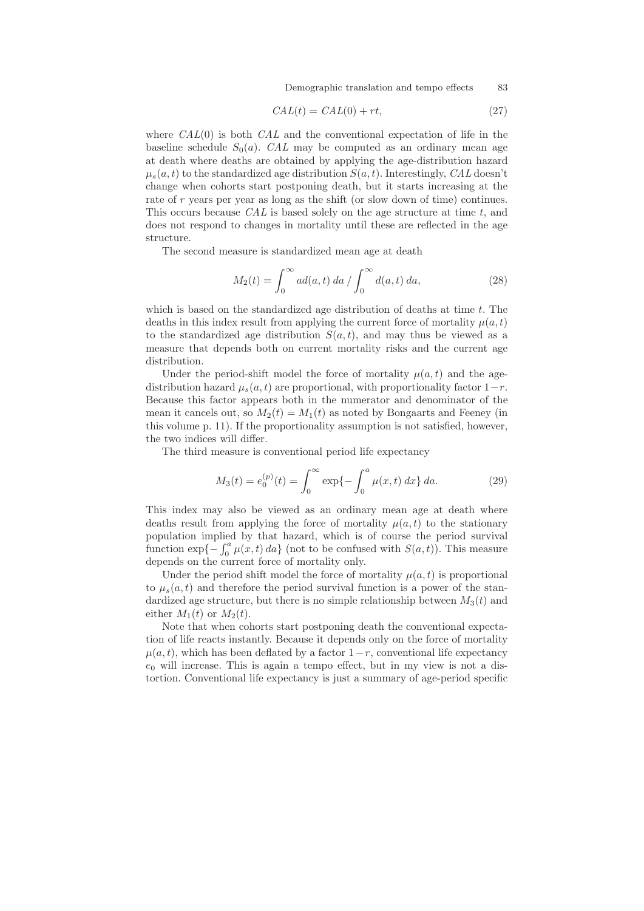$$CAL(t) = CAL(0) + rt, \tag{27}$$

where $CAL(0)$ is both $CAL$ and the conventional expectation of life in the baseline schedule $S_0(a)$. $CAL$ may be computed as an ordinary mean age at death where deaths are obtained by applying the age-distribution hazard $\mu_s(a,t)$ to the standardized age distribution $S(a,t)$. Interestingly, $CAL$ doesn't change when cohorts start postponing death, but it starts increasing at the rate of $r$ years per year as long as the shift (or slow down of time) continues. This occurs because $CAL$ is based solely on the age structure at time $t$, and does not respond to changes in mortality until these are reflected in the age structure.

The second measure is standardized mean age at death

$$M_2(t) = \int_0^\infty a d(a,t)\, da \,/ \int_0^\infty d(a,t)\, da, \tag{28}$$

which is based on the standardized age distribution of deaths at time $t$. The deaths in this index result from applying the current force of mortality $\mu(a,t)$ to the standardized age distribution $S(a,t)$, and may thus be viewed as a measure that depends both on current mortality risks and the current age distribution.

Under the period-shift model the force of mortality $\mu(a,t)$ and the age-distribution hazard $\mu_s(a,t)$ are proportional, with proportionality factor $1-r$. Because this factor appears both in the numerator and denominator of the mean it cancels out, so $M_2(t) = M_1(t)$ as noted by Bongaarts and Feeney (in this volume p. 11). If the proportionality assumption is not satisfied, however, the two indices will differ.

The third measure is conventional period life expectancy

$$M_3(t) = e_0^{(p)}(t) = \int_0^\infty \exp\{-\int_0^a \mu(x,t)\, dx\}\, da. \tag{29}$$

This index may also be viewed as an ordinary mean age at death where deaths result from applying the force of mortality $\mu(a,t)$ to the stationary population implied by that hazard, which is of course the period survival function $\exp\{-\int_0^a \mu(x,t)\, da\}$ (not to be confused with $S(a,t)$). This measure depends on the current force of mortality only.

Under the period shift model the force of mortality $\mu(a,t)$ is proportional to $\mu_s(a,t)$ and therefore the period survival function is a power of the standardized age structure, but there is no simple relationship between $M_3(t)$ and either $M_1(t)$ or $M_2(t)$.

Note that when cohorts start postponing death the conventional expectation of life reacts instantly. Because it depends only on the force of mortality $\mu(a,t)$, which has been deflated by a factor $1-r$, conventional life expectancy $e_0$ will increase. This is again a tempo effect, but in my view is not a distortion. Conventional life expectancy is just a summary of age-period specific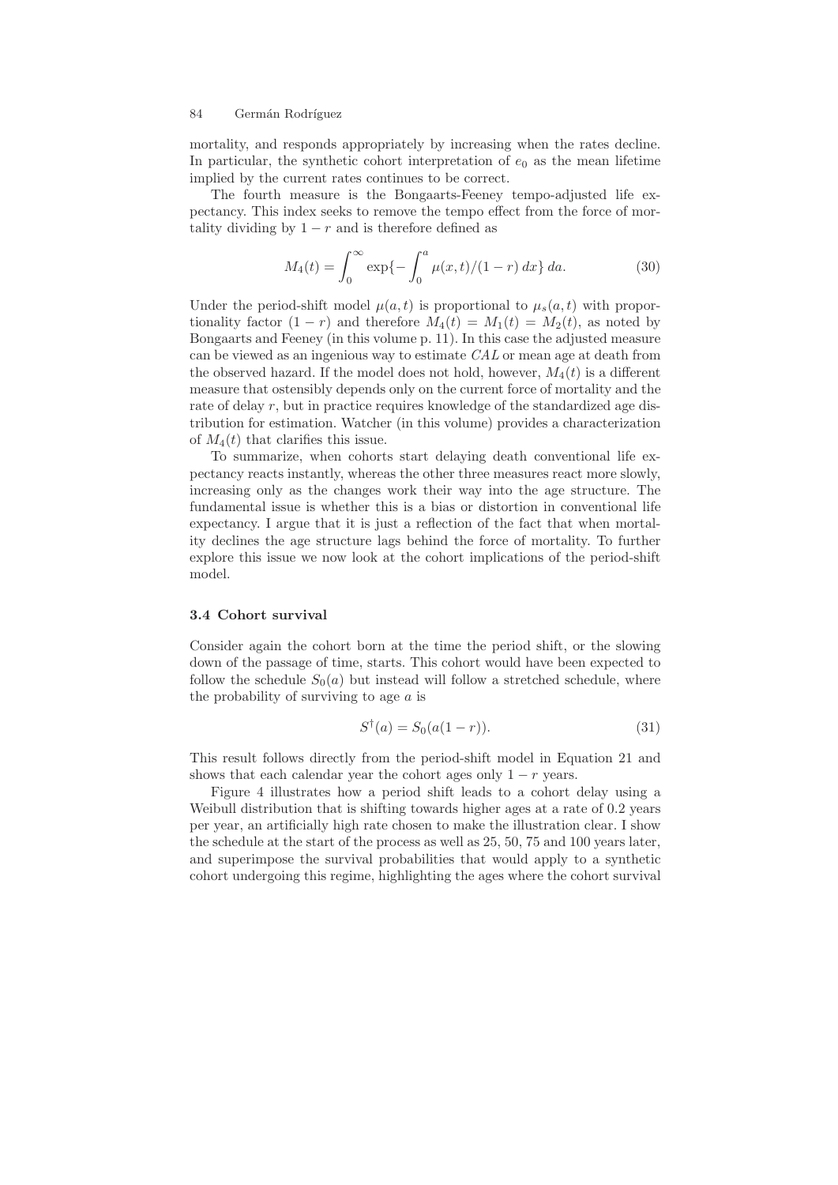mortality, and responds appropriately by increasing when the rates decline. In particular, the synthetic cohort interpretation of $e_0$ as the mean lifetime implied by the current rates continues to be correct.

The fourth measure is the Bongaarts-Feeney tempo-adjusted life expectancy. This index seeks to remove the tempo effect from the force of mortality dividing by $1 - r$ and is therefore defined as

$$M_4(t) = \int_0^\infty \exp\{-\int_0^a \mu(x,t)/(1-r)\,dx\}\,da. \tag{30}$$

Under the period-shift model $\mu(a,t)$ is proportional to $\mu_s(a,t)$ with proportionality factor $(1-r)$ and therefore $M_4(t) = M_1(t) = M_2(t)$, as noted by Bongaarts and Feeney (in this volume p. 11). In this case the adjusted measure can be viewed as an ingenious way to estimate *CAL* or mean age at death from the observed hazard. If the model does not hold, however, $M_4(t)$ is a different measure that ostensibly depends only on the current force of mortality and the rate of delay $r$, but in practice requires knowledge of the standardized age distribution for estimation. Watcher (in this volume) provides a characterization of $M_4(t)$ that clarifies this issue.

To summarize, when cohorts start delaying death conventional life expectancy reacts instantly, whereas the other three measures react more slowly, increasing only as the changes work their way into the age structure. The fundamental issue is whether this is a bias or distortion in conventional life expectancy. I argue that it is just a reflection of the fact that when mortality declines the age structure lags behind the force of mortality. To further explore this issue we now look at the cohort implications of the period-shift model.

### 3.4 Cohort survival

Consider again the cohort born at the time the period shift, or the slowing down of the passage of time, starts. This cohort would have been expected to follow the schedule $S_0(a)$ but instead will follow a stretched schedule, where the probability of surviving to age $a$ is

$$S^\dagger(a) = S_0(a(1-r)). \tag{31}$$

This result follows directly from the period-shift model in Equation 21 and shows that each calendar year the cohort ages only $1 - r$ years.

Figure 4 illustrates how a period shift leads to a cohort delay using a Weibull distribution that is shifting towards higher ages at a rate of 0.2 years per year, an artificially high rate chosen to make the illustration clear. I show the schedule at the start of the process as well as 25, 50, 75 and 100 years later, and superimpose the survival probabilities that would apply to a synthetic cohort undergoing this regime, highlighting the ages where the cohort survival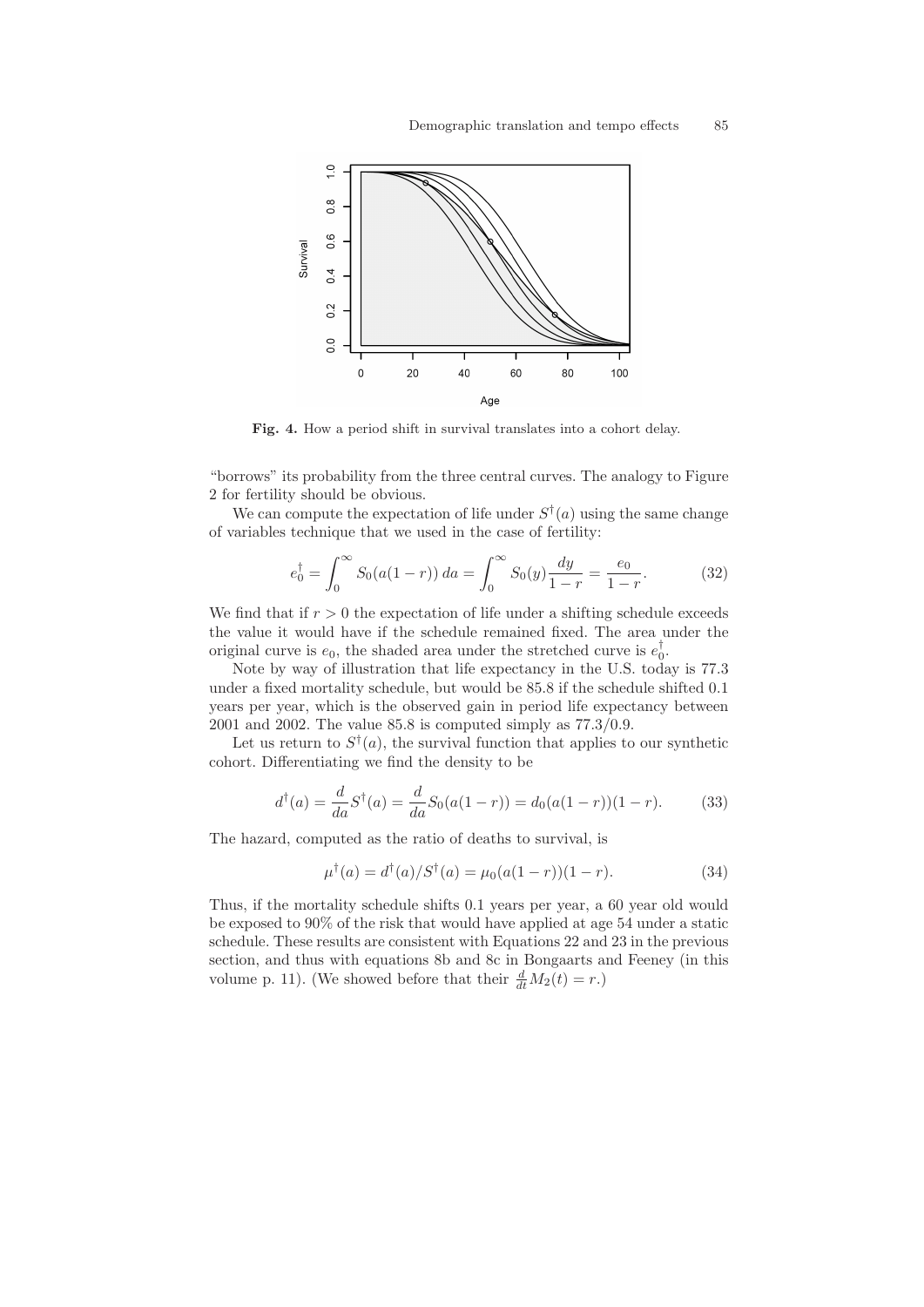**Fig. 4.** How a period shift in survival translates into a cohort delay.

"borrows" its probability from the three central curves. The analogy to Figure 2 for fertility should be obvious.

We can compute the expectation of life under $S^\dagger(a)$ using the same change of variables technique that we used in the case of fertility:

$$e_0^\dagger = \int_0^\infty S_0(a(1-r))\,da = \int_0^\infty S_0(y)\frac{dy}{1-r} = \frac{e_0}{1-r}. \tag{32}$$

We find that if $r > 0$ the expectation of life under a shifting schedule exceeds the value it would have if the schedule remained fixed. The area under the original curve is $e_0$, the shaded area under the stretched curve is $e_0^\dagger$.

Note by way of illustration that life expectancy in the U.S. today is 77.3 under a fixed mortality schedule, but would be 85.8 if the schedule shifted 0.1 years per year, which is the observed gain in period life expectancy between 2001 and 2002. The value 85.8 is computed simply as 77.3/0.9.

Let us return to $S^\dagger(a)$, the survival function that applies to our synthetic cohort. Differentiating we find the density to be

$$d^\dagger(a) = \frac{d}{da}S^\dagger(a) = \frac{d}{da}S_0(a(1-r)) = d_0(a(1-r))(1-r). \tag{33}$$

The hazard, computed as the ratio of deaths to survival, is

$$\mu^\dagger(a) = d^\dagger(a)/S^\dagger(a) = \mu_0(a(1-r))(1-r). \tag{34}$$

Thus, if the mortality schedule shifts 0.1 years per year, a 60 year old would be exposed to 90% of the risk that would have applied at age 54 under a static schedule. These results are consistent with Equations 22 and 23 in the previous section, and thus with equations 8b and 8c in Bongaarts and Feeney (in this volume p. 11). (We showed before that their $\frac{d}{dt}M_2(t) = r$.)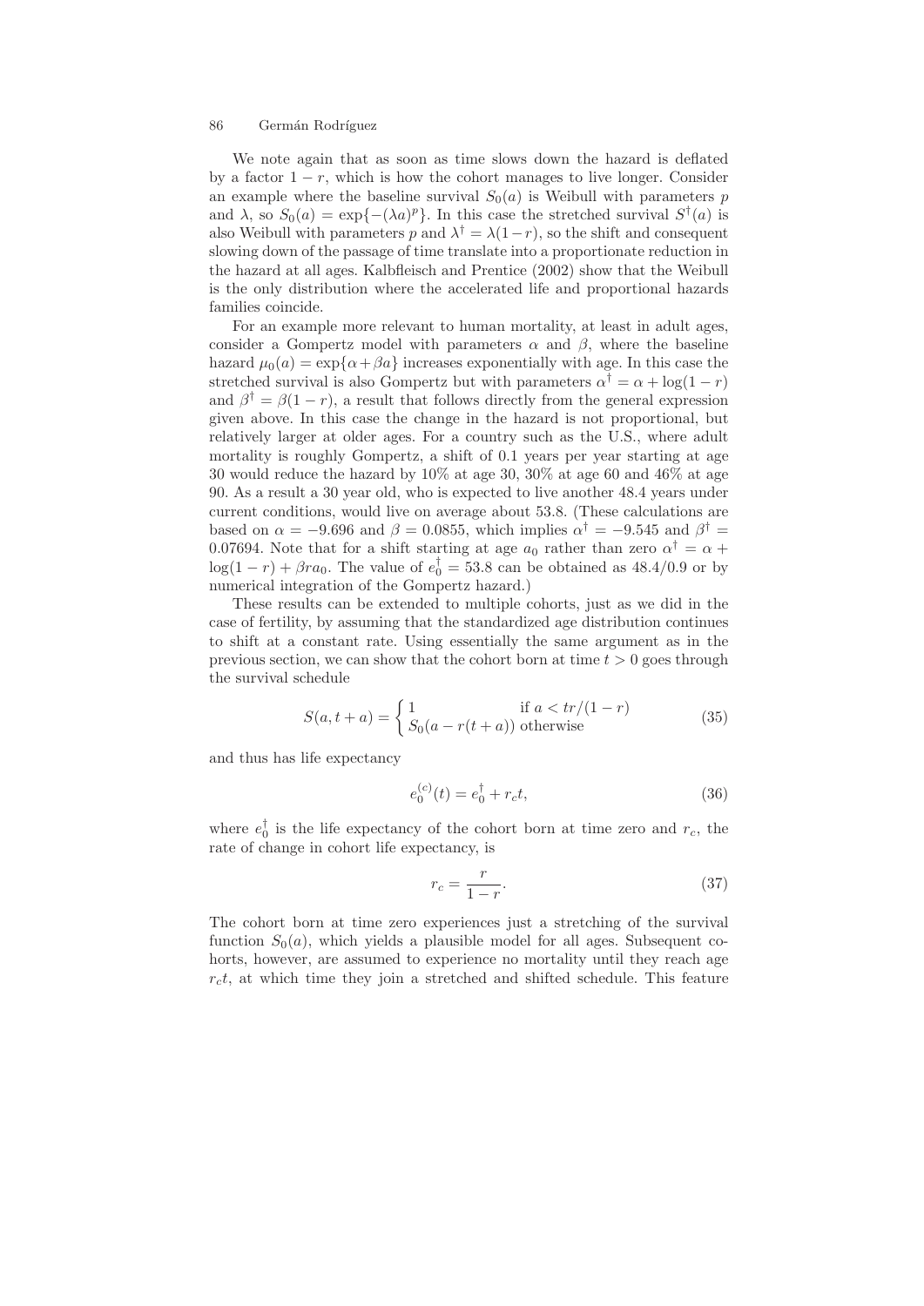We note again that as soon as time slows down the hazard is deflated by a factor $1 - r$, which is how the cohort manages to live longer. Consider an example where the baseline survival $S_0(a)$ is Weibull with parameters $p$ and $\lambda$, so $S_0(a) = \exp\{-(\lambda a)^p\}$. In this case the stretched survival $S^\dagger(a)$ is also Weibull with parameters $p$ and $\lambda^\dagger = \lambda(1-r)$, so the shift and consequent slowing down of the passage of time translate into a proportionate reduction in the hazard at all ages. Kalbfleisch and Prentice (2002) show that the Weibull is the only distribution where the accelerated life and proportional hazards families coincide.

For an example more relevant to human mortality, at least in adult ages, consider a Gompertz model with parameters $\alpha$ and $\beta$, where the baseline hazard $\mu_0(a) = \exp\{\alpha + \beta a\}$ increases exponentially with age. In this case the stretched survival is also Gompertz but with parameters $\alpha^\dagger = \alpha + \log(1-r)$ and $\beta^\dagger = \beta(1-r)$, a result that follows directly from the general expression given above. In this case the change in the hazard is not proportional, but relatively larger at older ages. For a country such as the U.S., where adult mortality is roughly Gompertz, a shift of 0.1 years per year starting at age 30 would reduce the hazard by 10% at age 30, 30% at age 60 and 46% at age 90. As a result a 30 year old, who is expected to live another 48.4 years under current conditions, would live on average about 53.8. (These calculations are based on $\alpha = -9.696$ and $\beta = 0.0855$, which implies $\alpha^\dagger = -9.545$ and $\beta^\dagger = 0.07694$. Note that for a shift starting at age $a_0$ rather than zero $\alpha^\dagger = \alpha + \log(1-r) + \beta r a_0$. The value of $e_0^\dagger = 53.8$ can be obtained as $48.4/0.9$ or by numerical integration of the Gompertz hazard.)

These results can be extended to multiple cohorts, just as we did in the case of fertility, by assuming that the standardized age distribution continues to shift at a constant rate. Using essentially the same argument as in the previous section, we can show that the cohort born at time $t > 0$ goes through the survival schedule

$$S(a, t+a) = \begin{cases} 1 & \text{if } a < tr/(1-r) \\ S_0(a - r(t+a)) & \text{otherwise} \end{cases} \tag{35}$$

and thus has life expectancy

$$e_0^{(c)}(t) = e_0^\dagger + r_c t, \tag{36}$$

where $e_0^\dagger$ is the life expectancy of the cohort born at time zero and $r_c$, the rate of change in cohort life expectancy, is

$$r_c = \frac{r}{1-r}. \tag{37}$$

The cohort born at time zero experiences just a stretching of the survival function $S_0(a)$, which yields a plausible model for all ages. Subsequent cohorts, however, are assumed to experience no mortality until they reach age $r_c t$, at which time they join a stretched and shifted schedule. This feature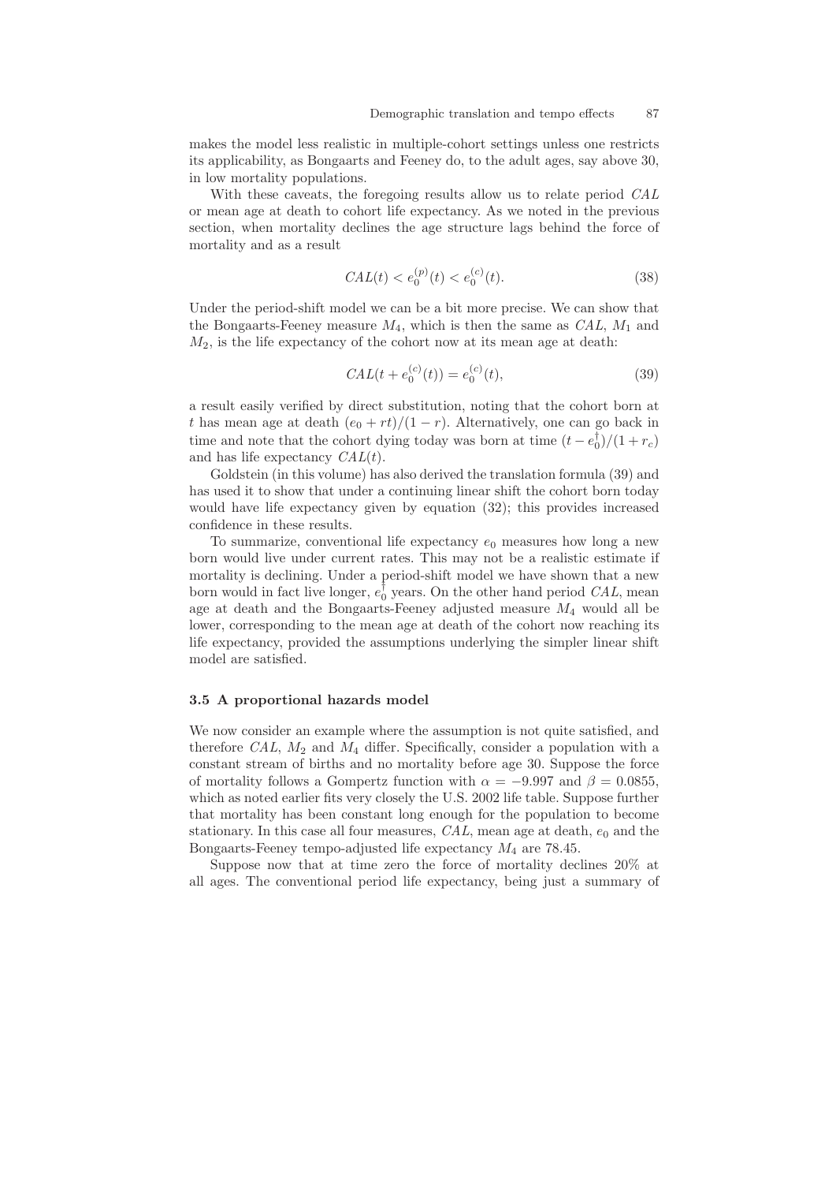makes the model less realistic in multiple-cohort settings unless one restricts its applicability, as Bongaarts and Feeney do, to the adult ages, say above 30, in low mortality populations.

With these caveats, the foregoing results allow us to relate period $CAL$ or mean age at death to cohort life expectancy. As we noted in the previous section, when mortality declines the age structure lags behind the force of mortality and as a result

$$CAL(t) < e_0^{(p)}(t) < e_0^{(c)}(t). \tag{38}$$

Under the period-shift model we can be a bit more precise. We can show that the Bongaarts-Feeney measure $M_4$, which is then the same as $CAL$, $M_1$ and $M_2$, is the life expectancy of the cohort now at its mean age at death:

$$CAL(t + e_0^{(c)}(t)) = e_0^{(c)}(t), \tag{39}$$

a result easily verified by direct substitution, noting that the cohort born at $t$ has mean age at death $(e_0 + rt)/(1 - r)$. Alternatively, one can go back in time and note that the cohort dying today was born at time $(t - e_0^{\dagger})/(1 + r_c)$ and has life expectancy $CAL(t)$.

Goldstein (in this volume) has also derived the translation formula (39) and has used it to show that under a continuing linear shift the cohort born today would have life expectancy given by equation (32); this provides increased confidence in these results.

To summarize, conventional life expectancy $e_0$ measures how long a new born would live under current rates. This may not be a realistic estimate if mortality is declining. Under a period-shift model we have shown that a new born would in fact live longer, $e_0^{\dagger}$ years. On the other hand period $CAL$, mean age at death and the Bongaarts-Feeney adjusted measure $M_4$ would all be lower, corresponding to the mean age at death of the cohort now reaching its life expectancy, provided the assumptions underlying the simpler linear shift model are satisfied.

### 3.5 A proportional hazards model

We now consider an example where the assumption is not quite satisfied, and therefore $CAL$, $M_2$ and $M_4$ differ. Specifically, consider a population with a constant stream of births and no mortality before age 30. Suppose the force of mortality follows a Gompertz function with $\alpha = -9.997$ and $\beta = 0.0855$, which as noted earlier fits very closely the U.S. 2002 life table. Suppose further that mortality has been constant long enough for the population to become stationary. In this case all four measures, $CAL$, mean age at death, $e_0$ and the Bongaarts-Feeney tempo-adjusted life expectancy $M_4$ are 78.45.

Suppose now that at time zero the force of mortality declines 20% at all ages. The conventional period life expectancy, being just a summary of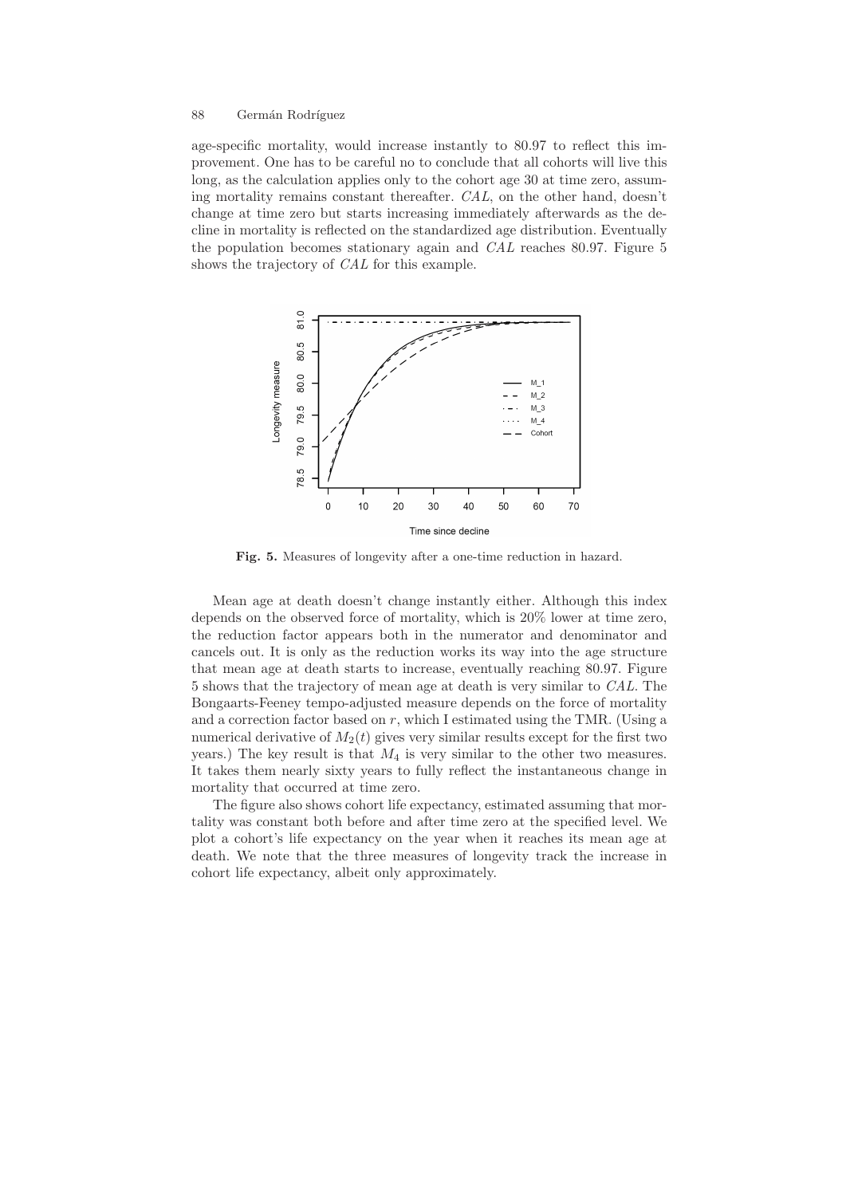age-specific mortality, would increase instantly to 80.97 to reflect this improvement. One has to be careful no to conclude that all cohorts will live this long, as the calculation applies only to the cohort age 30 at time zero, assuming mortality remains constant thereafter. *CAL*, on the other hand, doesn't change at time zero but starts increasing immediately afterwards as the decline in mortality is reflected on the standardized age distribution. Eventually the population becomes stationary again and *CAL* reaches 80.97. Figure 5 shows the trajectory of *CAL* for this example.

**Fig. 5.** Measures of longevity after a one-time reduction in hazard.

Mean age at death doesn't change instantly either. Although this index depends on the observed force of mortality, which is 20% lower at time zero, the reduction factor appears both in the numerator and denominator and cancels out. It is only as the reduction works its way into the age structure that mean age at death starts to increase, eventually reaching 80.97. Figure 5 shows that the trajectory of mean age at death is very similar to *CAL*. The Bongaarts-Feeney tempo-adjusted measure depends on the force of mortality and a correction factor based on $r$, which I estimated using the TMR. (Using a numerical derivative of $M_2(t)$ gives very similar results except for the first two years.) The key result is that $M_4$ is very similar to the other two measures. It takes them nearly sixty years to fully reflect the instantaneous change in mortality that occurred at time zero.

The figure also shows cohort life expectancy, estimated assuming that mortality was constant both before and after time zero at the specified level. We plot a cohort's life expectancy on the year when it reaches its mean age at death. We note that the three measures of longevity track the increase in cohort life expectancy, albeit only approximately.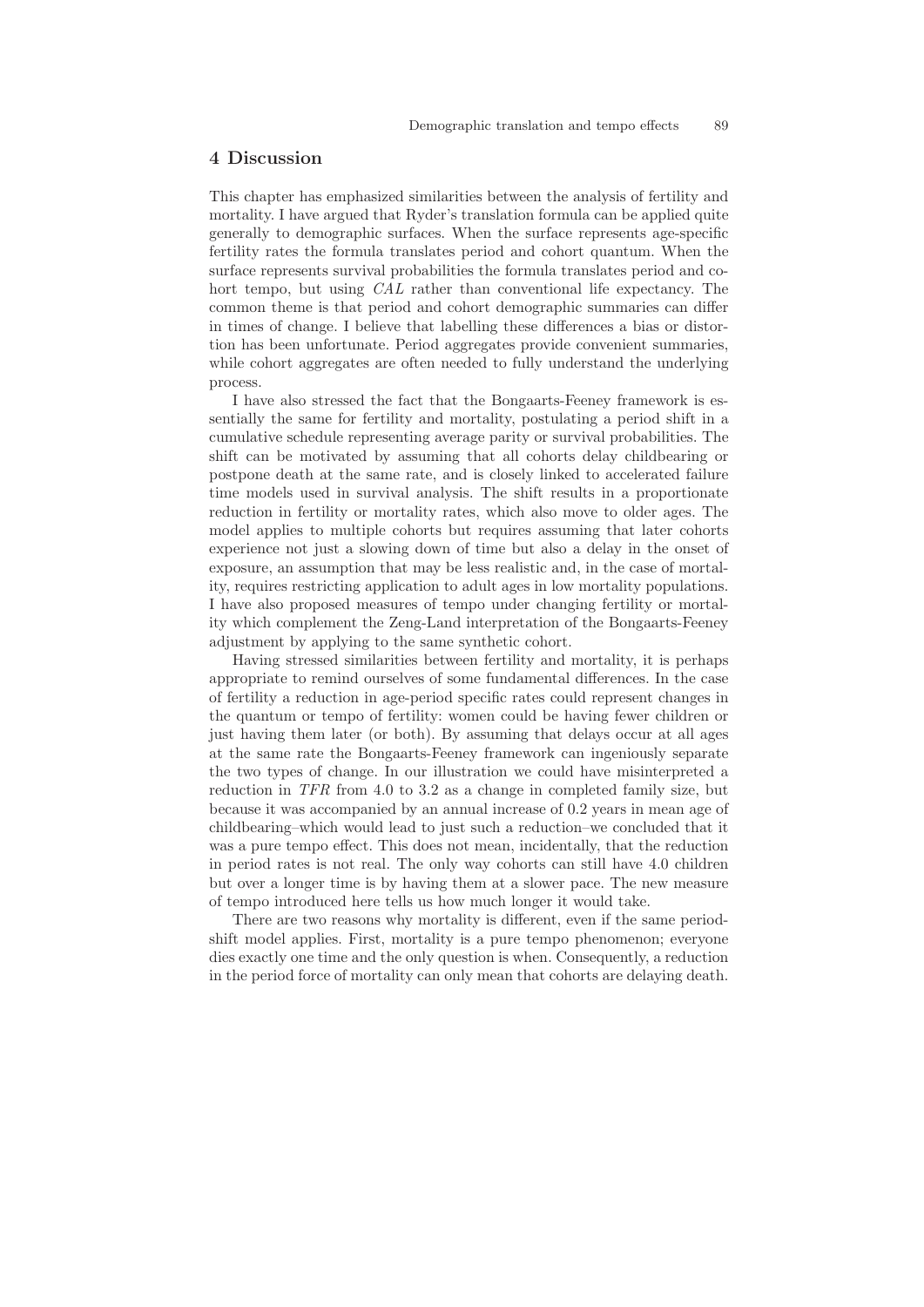## 4 Discussion

This chapter has emphasized similarities between the analysis of fertility and mortality. I have argued that Ryder's translation formula can be applied quite generally to demographic surfaces. When the surface represents age-specific fertility rates the formula translates period and cohort quantum. When the surface represents survival probabilities the formula translates period and cohort tempo, but using *CAL* rather than conventional life expectancy. The common theme is that period and cohort demographic summaries can differ in times of change. I believe that labelling these differences a bias or distortion has been unfortunate. Period aggregates provide convenient summaries, while cohort aggregates are often needed to fully understand the underlying process.

I have also stressed the fact that the Bongaarts-Feeney framework is essentially the same for fertility and mortality, postulating a period shift in a cumulative schedule representing average parity or survival probabilities. The shift can be motivated by assuming that all cohorts delay childbearing or postpone death at the same rate, and is closely linked to accelerated failure time models used in survival analysis. The shift results in a proportionate reduction in fertility or mortality rates, which also move to older ages. The model applies to multiple cohorts but requires assuming that later cohorts experience not just a slowing down of time but also a delay in the onset of exposure, an assumption that may be less realistic and, in the case of mortality, requires restricting application to adult ages in low mortality populations. I have also proposed measures of tempo under changing fertility or mortality which complement the Zeng-Land interpretation of the Bongaarts-Feeney adjustment by applying to the same synthetic cohort.

Having stressed similarities between fertility and mortality, it is perhaps appropriate to remind ourselves of some fundamental differences. In the case of fertility a reduction in age-period specific rates could represent changes in the quantum or tempo of fertility: women could be having fewer children or just having them later (or both). By assuming that delays occur at all ages at the same rate the Bongaarts-Feeney framework can ingeniously separate the two types of change. In our illustration we could have misinterpreted a reduction in *TFR* from 4.0 to 3.2 as a change in completed family size, but because it was accompanied by an annual increase of 0.2 years in mean age of childbearing–which would lead to just such a reduction–we concluded that it was a pure tempo effect. This does not mean, incidentally, that the reduction in period rates is not real. The only way cohorts can still have 4.0 children but over a longer time is by having them at a slower pace. The new measure of tempo introduced here tells us how much longer it would take.

There are two reasons why mortality is different, even if the same period-shift model applies. First, mortality is a pure tempo phenomenon; everyone dies exactly one time and the only question is when. Consequently, a reduction in the period force of mortality can only mean that cohorts are delaying death.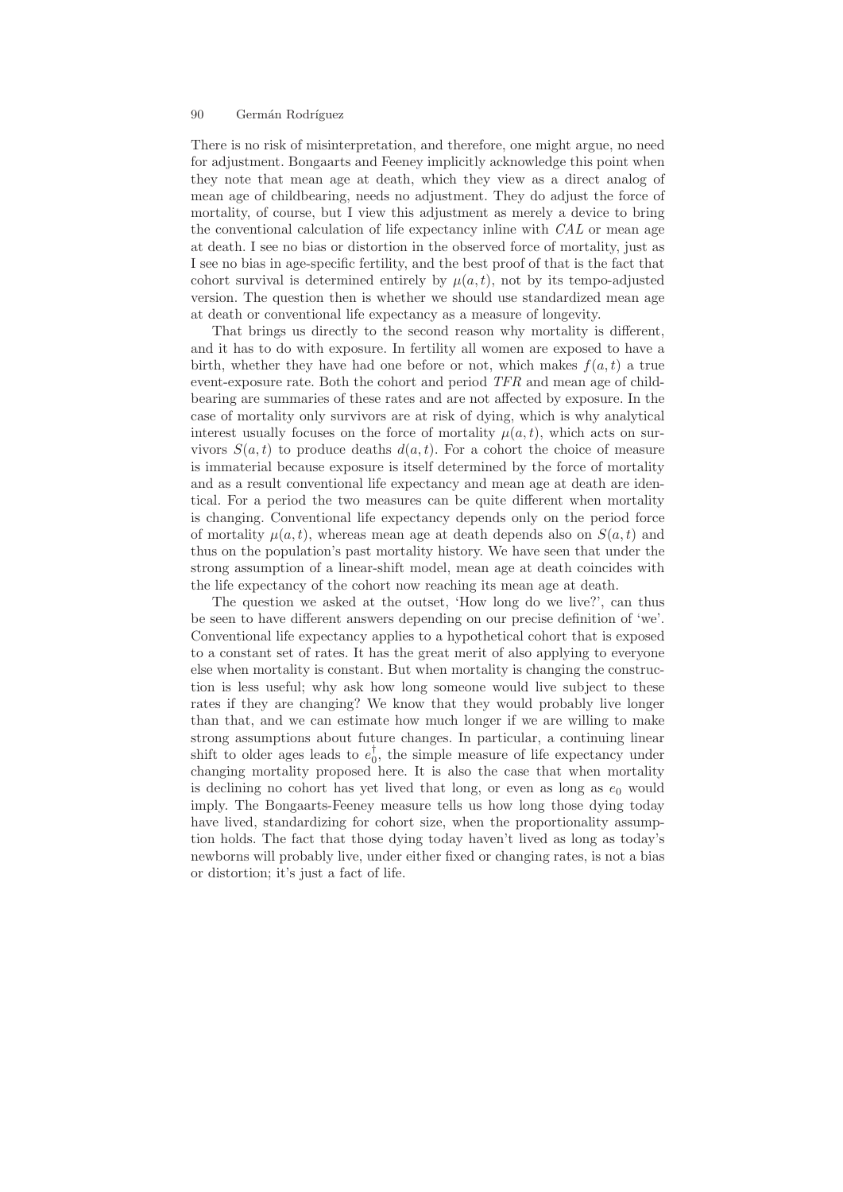There is no risk of misinterpretation, and therefore, one might argue, no need for adjustment. Bongaarts and Feeney implicitly acknowledge this point when they note that mean age at death, which they view as a direct analog of mean age of childbearing, needs no adjustment. They do adjust the force of mortality, of course, but I view this adjustment as merely a device to bring the conventional calculation of life expectancy inline with *CAL* or mean age at death. I see no bias or distortion in the observed force of mortality, just as I see no bias in age-specific fertility, and the best proof of that is the fact that cohort survival is determined entirely by $\mu(a, t)$, not by its tempo-adjusted version. The question then is whether we should use standardized mean age at death or conventional life expectancy as a measure of longevity.

That brings us directly to the second reason why mortality is different, and it has to do with exposure. In fertility all women are exposed to have a birth, whether they have had one before or not, which makes $f(a, t)$ a true event-exposure rate. Both the cohort and period *TFR* and mean age of childbearing are summaries of these rates and are not affected by exposure. In the case of mortality only survivors are at risk of dying, which is why analytical interest usually focuses on the force of mortality $\mu(a, t)$, which acts on survivors $S(a, t)$ to produce deaths $d(a, t)$. For a cohort the choice of measure is immaterial because exposure is itself determined by the force of mortality and as a result conventional life expectancy and mean age at death are identical. For a period the two measures can be quite different when mortality is changing. Conventional life expectancy depends only on the period force of mortality $\mu(a, t)$, whereas mean age at death depends also on $S(a, t)$ and thus on the population's past mortality history. We have seen that under the strong assumption of a linear-shift model, mean age at death coincides with the life expectancy of the cohort now reaching its mean age at death.

The question we asked at the outset, 'How long do we live?', can thus be seen to have different answers depending on our precise definition of 'we'. Conventional life expectancy applies to a hypothetical cohort that is exposed to a constant set of rates. It has the great merit of also applying to everyone else when mortality is constant. But when mortality is changing the construction is less useful; why ask how long someone would live subject to these rates if they are changing? We know that they would probably live longer than that, and we can estimate how much longer if we are willing to make strong assumptions about future changes. In particular, a continuing linear shift to older ages leads to $e_0^\dagger$, the simple measure of life expectancy under changing mortality proposed here. It is also the case that when mortality is declining no cohort has yet lived that long, or even as long as $e_0$ would imply. The Bongaarts-Feeney measure tells us how long those dying today have lived, standardizing for cohort size, when the proportionality assumption holds. The fact that those dying today haven't lived as long as today's newborns will probably live, under either fixed or changing rates, is not a bias or distortion; it's just a fact of life.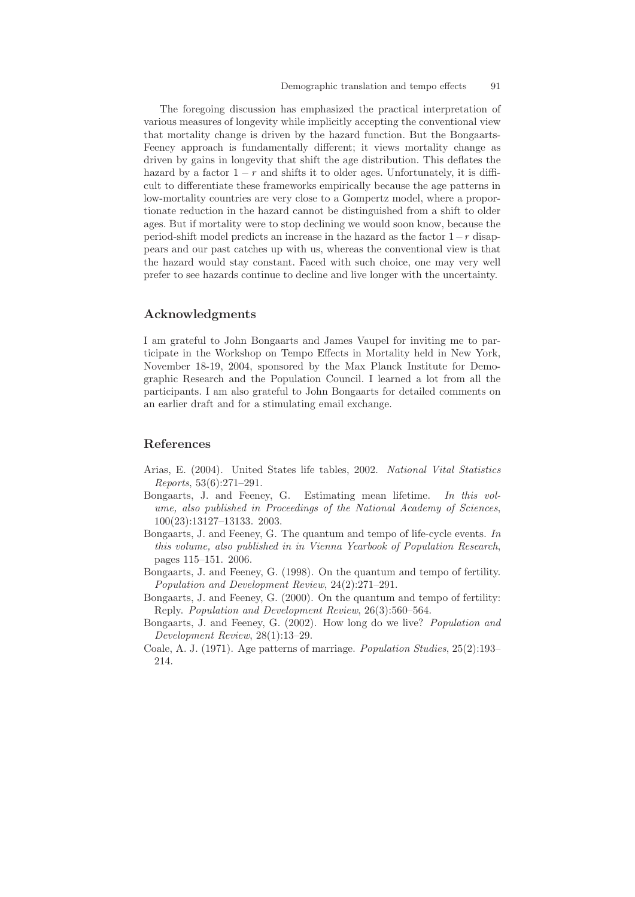The foregoing discussion has emphasized the practical interpretation of various measures of longevity while implicitly accepting the conventional view that mortality change is driven by the hazard function. But the Bongaarts-Feeney approach is fundamentally different; it views mortality change as driven by gains in longevity that shift the age distribution. This deflates the hazard by a factor $1 - r$ and shifts it to older ages. Unfortunately, it is difficult to differentiate these frameworks empirically because the age patterns in low-mortality countries are very close to a Gompertz model, where a proportionate reduction in the hazard cannot be distinguished from a shift to older ages. But if mortality were to stop declining we would soon know, because the period-shift model predicts an increase in the hazard as the factor $1-r$ disappears and our past catches up with us, whereas the conventional view is that the hazard would stay constant. Faced with such choice, one may very well prefer to see hazards continue to decline and live longer with the uncertainty.

## Acknowledgments

I am grateful to John Bongaarts and James Vaupel for inviting me to participate in the Workshop on Tempo Effects in Mortality held in New York, November 18-19, 2004, sponsored by the Max Planck Institute for Demographic Research and the Population Council. I learned a lot from all the participants. I am also grateful to John Bongaarts for detailed comments on an earlier draft and for a stimulating email exchange.

## References

Arias, E. (2004). United States life tables, 2002. *National Vital Statistics Reports*, 53(6):271–291.

Bongaarts, J. and Feeney, G. Estimating mean lifetime. *In this volume, also published in Proceedings of the National Academy of Sciences*, 100(23):13127–13133. 2003.

Bongaarts, J. and Feeney, G. The quantum and tempo of life-cycle events. *In this volume, also published in in Vienna Yearbook of Population Research*, pages 115–151. 2006.

Bongaarts, J. and Feeney, G. (1998). On the quantum and tempo of fertility. *Population and Development Review*, 24(2):271–291.

Bongaarts, J. and Feeney, G. (2000). On the quantum and tempo of fertility: Reply. *Population and Development Review*, 26(3):560–564.

Bongaarts, J. and Feeney, G. (2002). How long do we live? *Population and Development Review*, 28(1):13–29.

Coale, A. J. (1971). Age patterns of marriage. *Population Studies*, 25(2):193–214.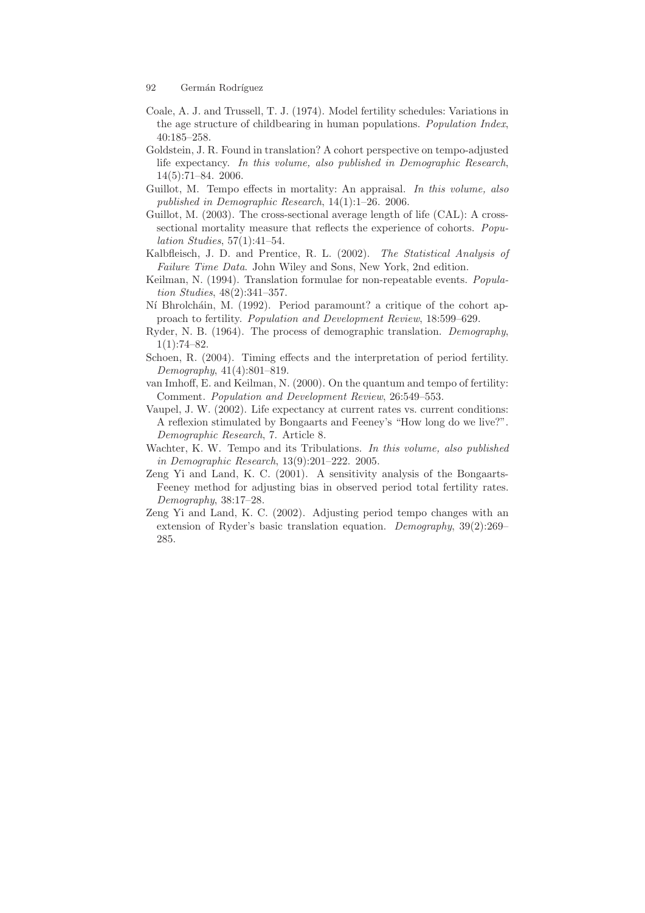Coale, A. J. and Trussell, T. J. (1974). Model fertility schedules: Variations in the age structure of childbearing in human populations. *Population Index*, 40:185–258.

Goldstein, J. R. Found in translation? A cohort perspective on tempo-adjusted life expectancy. *In this volume, also published in Demographic Research*, 14(5):71–84. 2006.

Guillot, M. Tempo effects in mortality: An appraisal. *In this volume, also published in Demographic Research*, 14(1):1–26. 2006.

Guillot, M. (2003). The cross-sectional average length of life (CAL): A cross-sectional mortality measure that reflects the experience of cohorts. *Population Studies*, 57(1):41–54.

Kalbfleisch, J. D. and Prentice, R. L. (2002). *The Statistical Analysis of Failure Time Data*. John Wiley and Sons, New York, 2nd edition.

Keilman, N. (1994). Translation formulae for non-repeatable events. *Population Studies*, 48(2):341–357.

Ní Bhrolcháin, M. (1992). Period paramount? a critique of the cohort approach to fertility. *Population and Development Review*, 18:599–629.

Ryder, N. B. (1964). The process of demographic translation. *Demography*, 1(1):74–82.

Schoen, R. (2004). Timing effects and the interpretation of period fertility. *Demography*, 41(4):801–819.

van Imhoff, E. and Keilman, N. (2000). On the quantum and tempo of fertility: Comment. *Population and Development Review*, 26:549–553.

Vaupel, J. W. (2002). Life expectancy at current rates vs. current conditions: A reflexion stimulated by Bongaarts and Feeney's "How long do we live?". *Demographic Research*, 7. Article 8.

Wachter, K. W. Tempo and its Tribulations. *In this volume, also published in Demographic Research*, 13(9):201–222. 2005.

Zeng Yi and Land, K. C. (2001). A sensitivity analysis of the Bongaarts-Feeney method for adjusting bias in observed period total fertility rates. *Demography*, 38:17–28.

Zeng Yi and Land, K. C. (2002). Adjusting period tempo changes with an extension of Ryder's basic translation equation. *Demography*, 39(2):269–285.